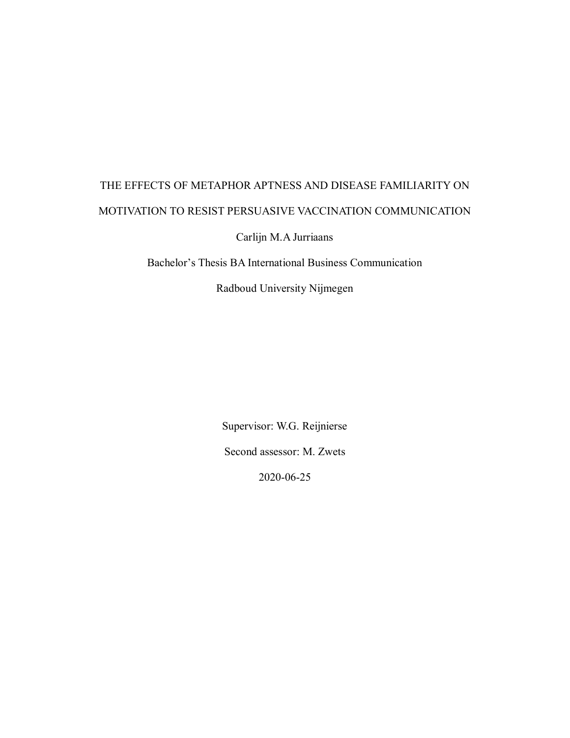# THE EFFECTS OF METAPHOR APTNESS AND DISEASE FAMILIARITY ON MOTIVATION TO RESIST PERSUASIVE VACCINATION COMMUNICATION

Carlijn M.A Jurriaans

Bachelor's Thesis BA International Business Communication

Radboud University Nijmegen

Supervisor: W.G. Reijnierse

Second assessor: M. Zwets

2020-06-25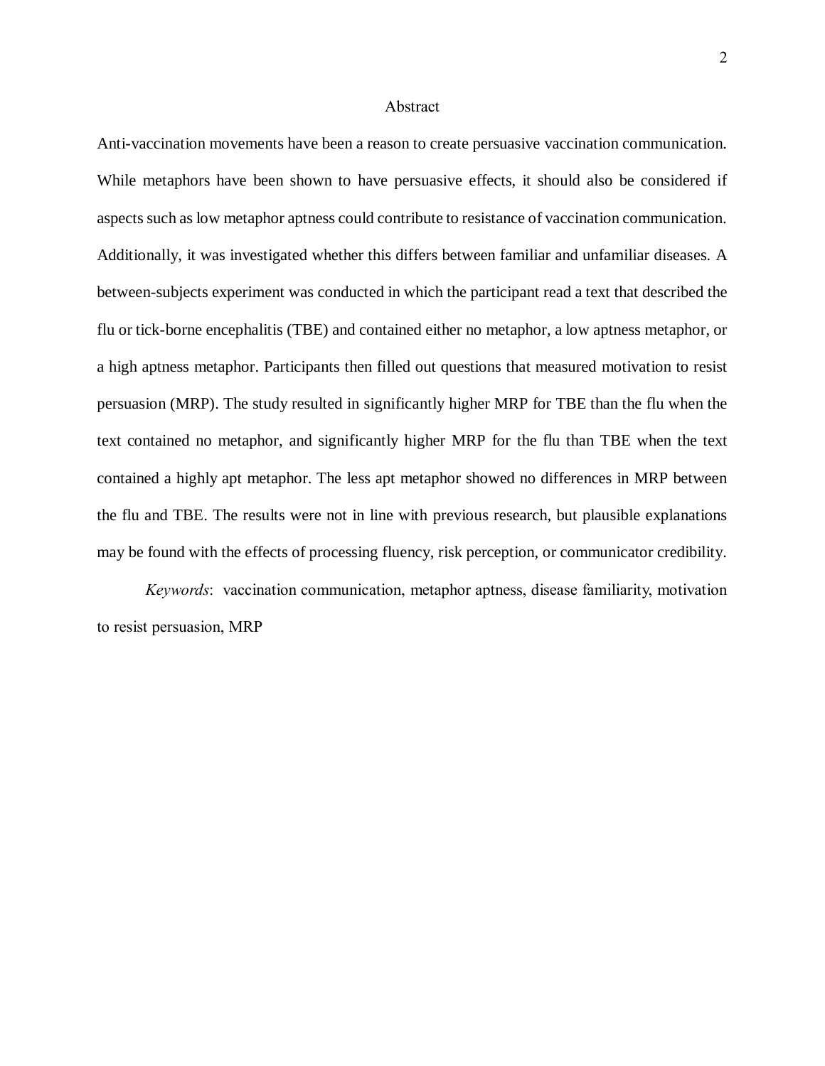# Abstract

Anti-vaccination movements have been a reason to create persuasive vaccination communication. While metaphors have been shown to have persuasive effects, it should also be considered if aspects such as low metaphor aptness could contribute to resistance of vaccination communication. Additionally, it was investigated whether this differs between familiar and unfamiliar diseases. A between-subjects experiment was conducted in which the participant read a text that described the flu or tick-borne encephalitis (TBE) and contained either no metaphor, a low aptness metaphor, or a high aptness metaphor. Participants then filled out questions that measured motivation to resist persuasion (MRP). The study resulted in significantly higher MRP for TBE than the flu when the text contained no metaphor, and significantly higher MRP for the flu than TBE when the text contained a highly apt metaphor. The less apt metaphor showed no differences in MRP between the flu and TBE. The results were not in line with previous research, but plausible explanations may be found with the effects of processing fluency, risk perception, or communicator credibility.

*Keywords*: vaccination communication, metaphor aptness, disease familiarity, motivation to resist persuasion, MRP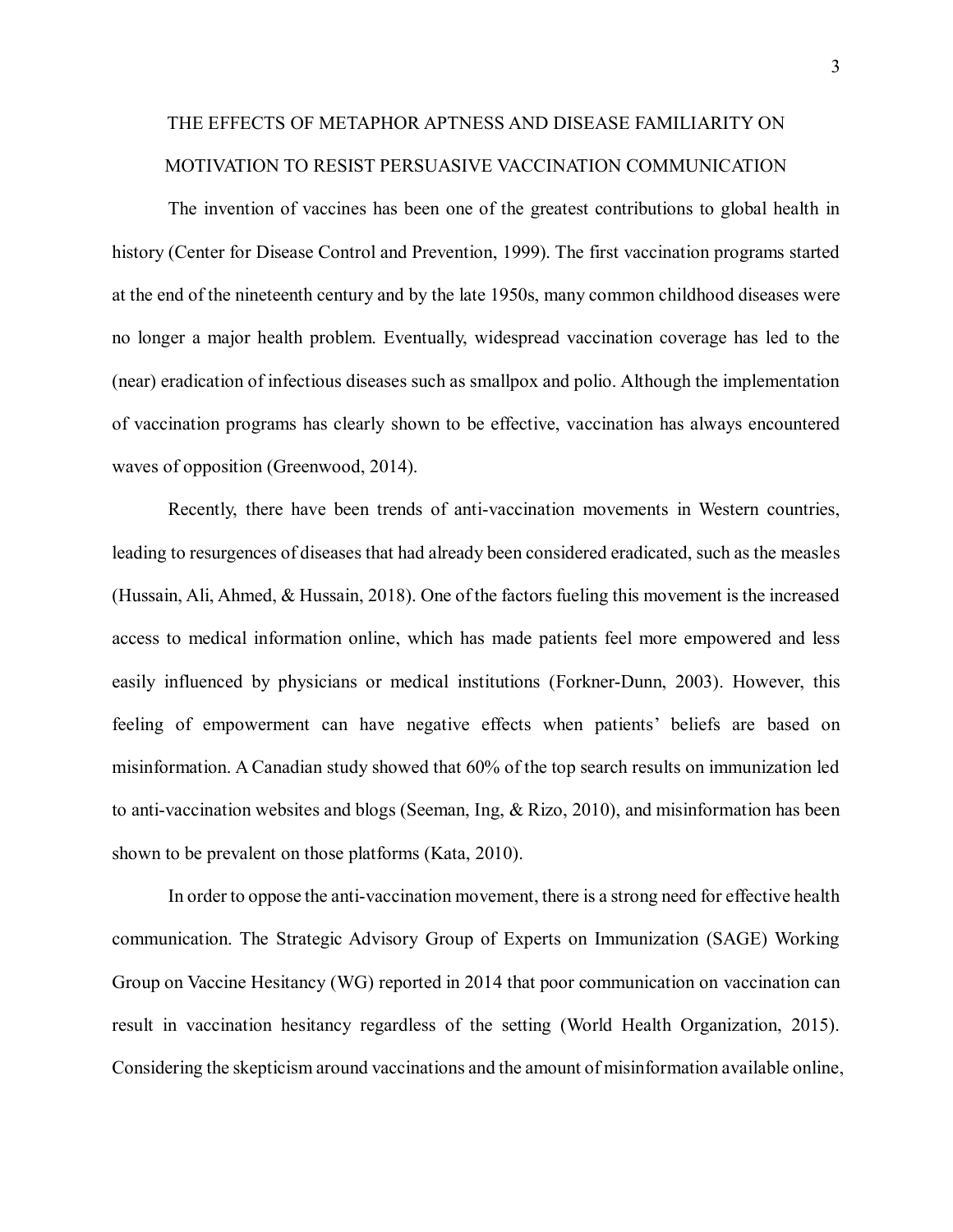# THE EFFECTS OF METAPHOR APTNESS AND DISEASE FAMILIARITY ON MOTIVATION TO RESIST PERSUASIVE VACCINATION COMMUNICATION

The invention of vaccines has been one of the greatest contributions to global health in history (Center for Disease Control and Prevention, 1999). The first vaccination programs started at the end of the nineteenth century and by the late 1950s, many common childhood diseases were no longer a major health problem. Eventually, widespread vaccination coverage has led to the (near) eradication of infectious diseases such as smallpox and polio. Although the implementation of vaccination programs has clearly shown to be effective, vaccination has always encountered waves of opposition (Greenwood, 2014).

Recently, there have been trends of anti-vaccination movements in Western countries, leading to resurgences of diseases that had already been considered eradicated, such as the measles (Hussain, Ali, Ahmed, & Hussain, 2018). One of the factors fueling this movement is the increased access to medical information online, which has made patients feel more empowered and less easily influenced by physicians or medical institutions (Forkner-Dunn, 2003). However, this feeling of empowerment can have negative effects when patients' beliefs are based on misinformation. A Canadian study showed that 60% of the top search results on immunization led to anti-vaccination websites and blogs (Seeman, Ing, & Rizo, 2010), and misinformation has been shown to be prevalent on those platforms (Kata, 2010).

In order to oppose the anti-vaccination movement, there is a strong need for effective health communication. The Strategic Advisory Group of Experts on Immunization (SAGE) Working Group on Vaccine Hesitancy (WG) reported in 2014 that poor communication on vaccination can result in vaccination hesitancy regardless of the setting (World Health Organization, 2015). Considering the skepticism around vaccinations and the amount of misinformation available online,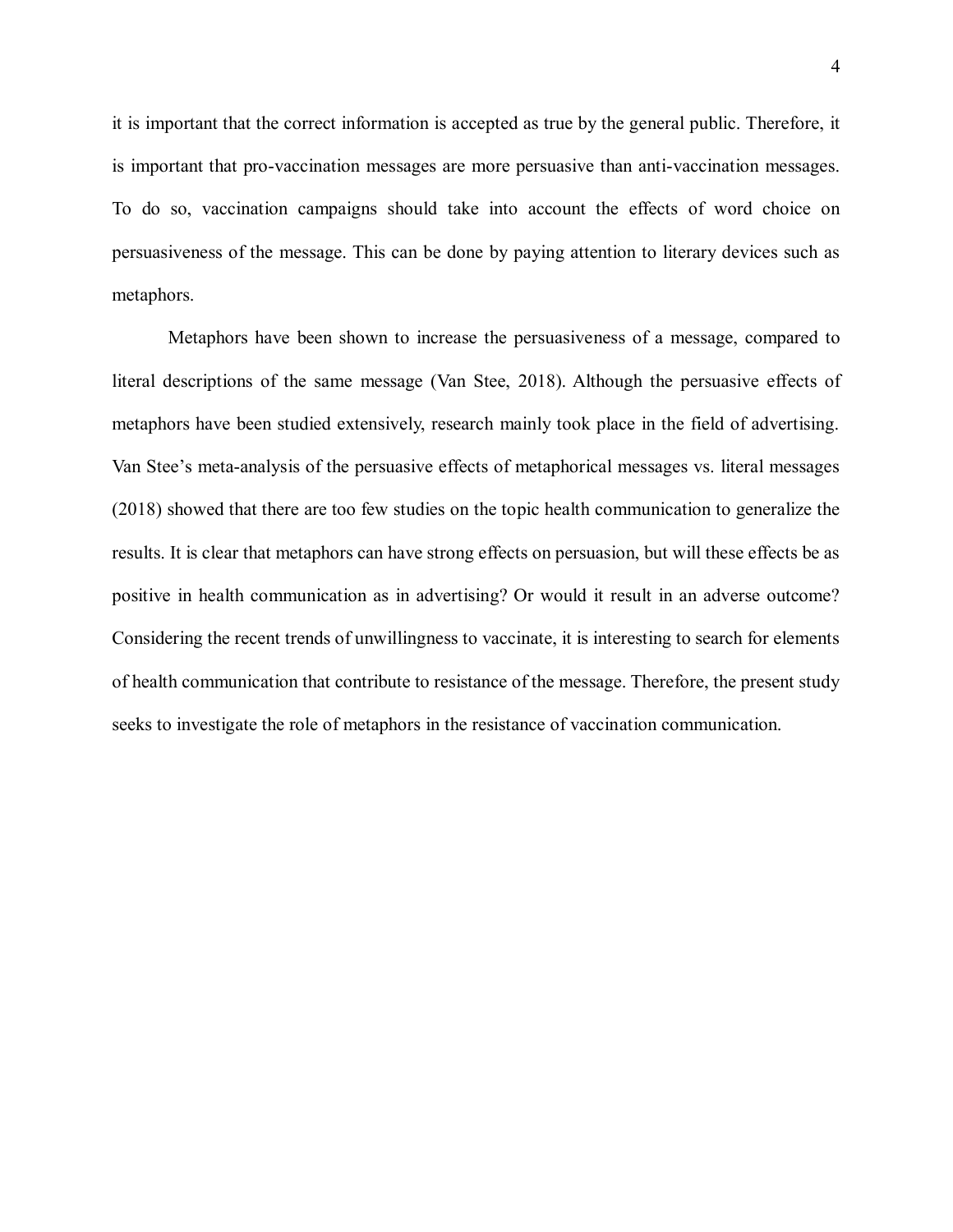it is important that the correct information is accepted as true by the general public. Therefore, it is important that pro-vaccination messages are more persuasive than anti-vaccination messages. To do so, vaccination campaigns should take into account the effects of word choice on persuasiveness of the message. This can be done by paying attention to literary devices such as metaphors.

Metaphors have been shown to increase the persuasiveness of a message, compared to literal descriptions of the same message (Van Stee, 2018). Although the persuasive effects of metaphors have been studied extensively, research mainly took place in the field of advertising. Van Stee's meta-analysis of the persuasive effects of metaphorical messages vs. literal messages (2018) showed that there are too few studies on the topic health communication to generalize the results. It is clear that metaphors can have strong effects on persuasion, but will these effects be as positive in health communication as in advertising? Or would it result in an adverse outcome? Considering the recent trends of unwillingness to vaccinate, it is interesting to search for elements of health communication that contribute to resistance of the message. Therefore, the present study seeks to investigate the role of metaphors in the resistance of vaccination communication.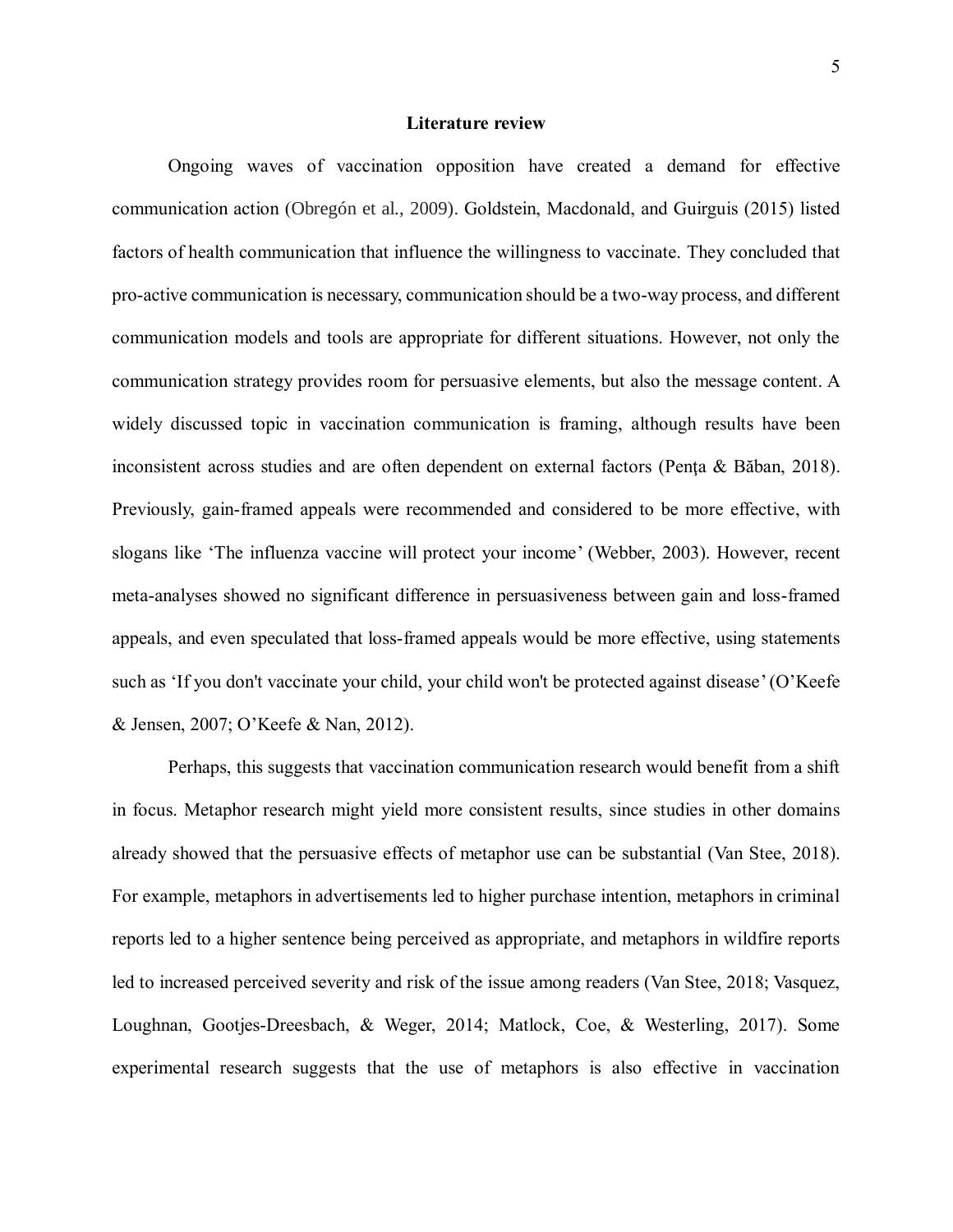## Literature review

Ongoing waves of vaccination opposition have created a demand for effective communication action (Obregón et al., 2009). Goldstein, Macdonald, and Guirguis (2015) listed factors of health communication that influence the willingness to vaccinate. They concluded that pro-active communication is necessary, communication should be a two-way process, and different communication models and tools are appropriate for different situations. However, not only the communication strategy provides room for persuasive elements, but also the message content. A widely discussed topic in vaccination communication is framing, although results have been inconsistent across studies and are often dependent on external factors (Pența & Băban, 2018). Previously, gain-framed appeals were recommended and considered to be more effective, with slogans like 'The influenza vaccine will protect your income' (Webber, 2003). However, recent meta-analyses showed no significant difference in persuasiveness between gain and loss-framed appeals, and even speculated that loss-framed appeals would be more effective, using statements such as 'If you don't vaccinate your child, your child won't be protected against disease' (O'Keefe & Jensen, 2007; O'Keefe & Nan, 2012).

Perhaps, this suggests that vaccination communication research would benefit from a shift in focus. Metaphor research might yield more consistent results, since studies in other domains already showed that the persuasive effects of metaphor use can be substantial (Van Stee, 2018). For example, metaphors in advertisements led to higher purchase intention, metaphors in criminal reports led to a higher sentence being perceived as appropriate, and metaphors in wildfire reports led to increased perceived severity and risk of the issue among readers (Van Stee, 2018; Vasquez, Loughnan, Gootjes-Dreesbach, & Weger, 2014; Matlock, Coe, & Westerling, 2017). Some experimental research suggests that the use of metaphors is also effective in vaccination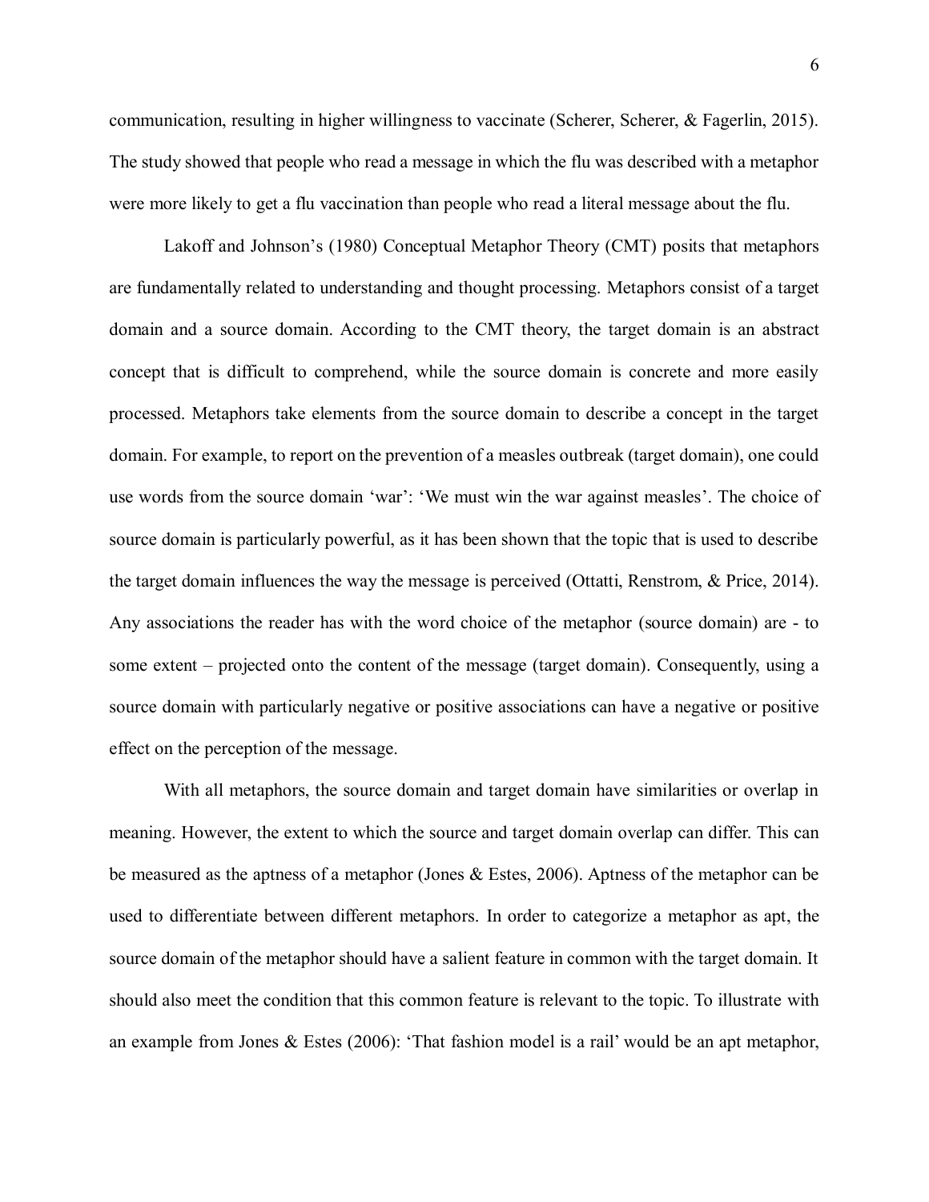communication, resulting in higher willingness to vaccinate (Scherer, Scherer, & Fagerlin, 2015). The study showed that people who read a message in which the flu was described with a metaphor were more likely to get a flu vaccination than people who read a literal message about the flu.

Lakoff and Johnson's (1980) Conceptual Metaphor Theory (CMT) posits that metaphors are fundamentally related to understanding and thought processing. Metaphors consist of a target domain and a source domain. According to the CMT theory, the target domain is an abstract concept that is difficult to comprehend, while the source domain is concrete and more easily processed. Metaphors take elements from the source domain to describe a concept in the target domain. For example, to report on the prevention of a measles outbreak (target domain), one could use words from the source domain 'war': 'We must win the war against measles'. The choice of source domain is particularly powerful, as it has been shown that the topic that is used to describe the target domain influences the way the message is perceived (Ottatti, Renstrom, & Price, 2014). Any associations the reader has with the word choice of the metaphor (source domain) are - to some extent – projected onto the content of the message (target domain). Consequently, using a source domain with particularly negative or positive associations can have a negative or positive effect on the perception of the message.

With all metaphors, the source domain and target domain have similarities or overlap in meaning. However, the extent to which the source and target domain overlap can differ. This can be measured as the aptness of a metaphor (Jones & Estes, 2006). Aptness of the metaphor can be used to differentiate between different metaphors. In order to categorize a metaphor as apt, the source domain of the metaphor should have a salient feature in common with the target domain. It should also meet the condition that this common feature is relevant to the topic. To illustrate with an example from Jones & Estes (2006): 'That fashion model is a rail' would be an apt metaphor,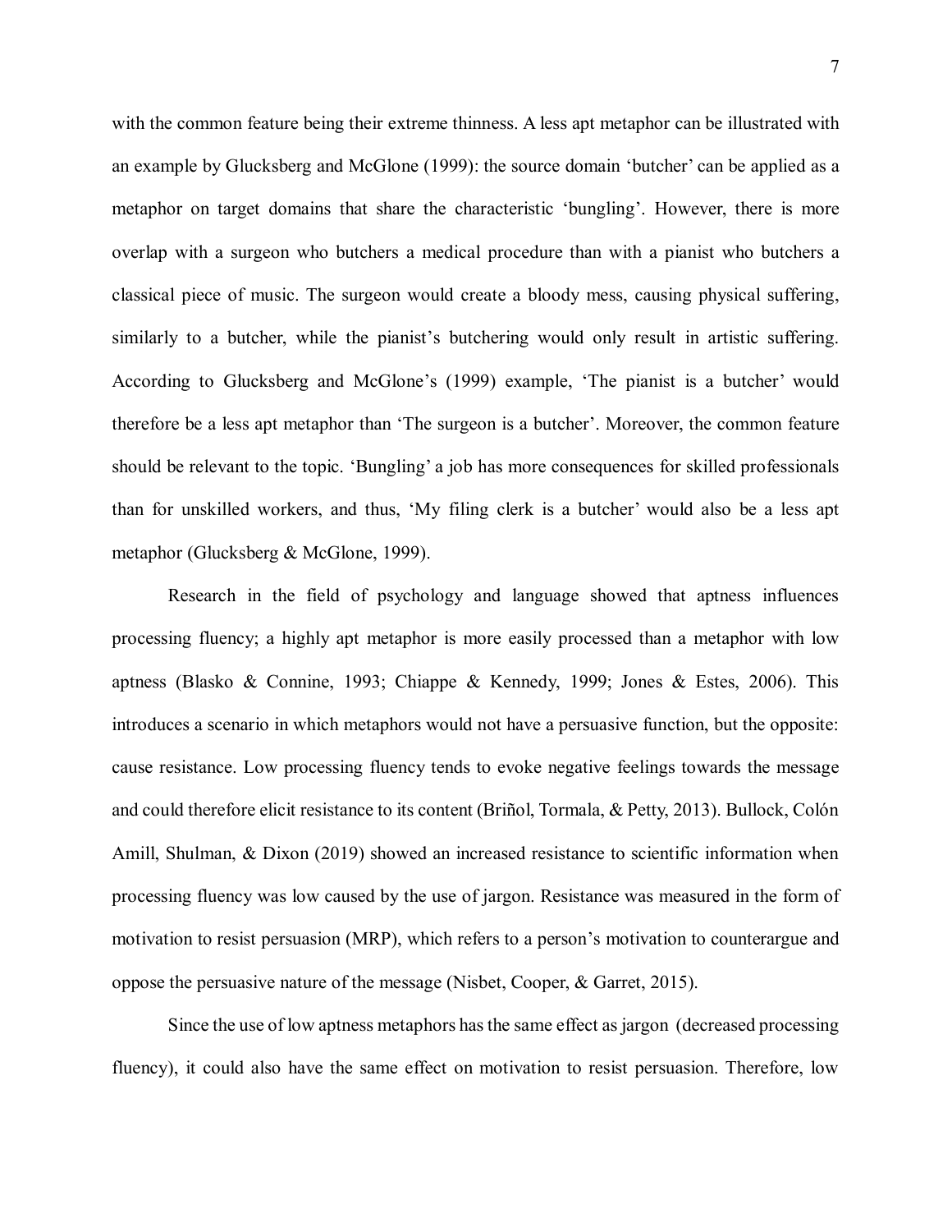with the common feature being their extreme thinness. A less apt metaphor can be illustrated with an example by Glucksberg and McGlone (1999): the source domain 'butcher' can be applied as a metaphor on target domains that share the characteristic 'bungling'. However, there is more overlap with a surgeon who butchers a medical procedure than with a pianist who butchers a classical piece of music. The surgeon would create a bloody mess, causing physical suffering, similarly to a butcher, while the pianist's butchering would only result in artistic suffering. According to Glucksberg and McGlone's (1999) example, 'The pianist is a butcher' would therefore be a less apt metaphor than 'The surgeon is a butcher'. Moreover, the common feature should be relevant to the topic. 'Bungling' a job has more consequences for skilled professionals than for unskilled workers, and thus, 'My filing clerk is a butcher' would also be a less apt metaphor (Glucksberg & McGlone, 1999).

Research in the field of psychology and language showed that aptness influences processing fluency; a highly apt metaphor is more easily processed than a metaphor with low aptness (Blasko & Connine, 1993; Chiappe & Kennedy, 1999; Jones & Estes, 2006). This introduces a scenario in which metaphors would not have a persuasive function, but the opposite: cause resistance. Low processing fluency tends to evoke negative feelings towards the message and could therefore elicit resistance to its content (Briñol, Tormala, & Petty, 2013). Bullock, Colón Amill, Shulman, & Dixon (2019) showed an increased resistance to scientific information when processing fluency was low caused by the use of jargon. Resistance was measured in the form of motivation to resist persuasion (MRP), which refers to a person's motivation to counterargue and oppose the persuasive nature of the message (Nisbet, Cooper, & Garret, 2015).

Since the use of low aptness metaphors has the same effect as jargon (decreased processing fluency), it could also have the same effect on motivation to resist persuasion. Therefore, low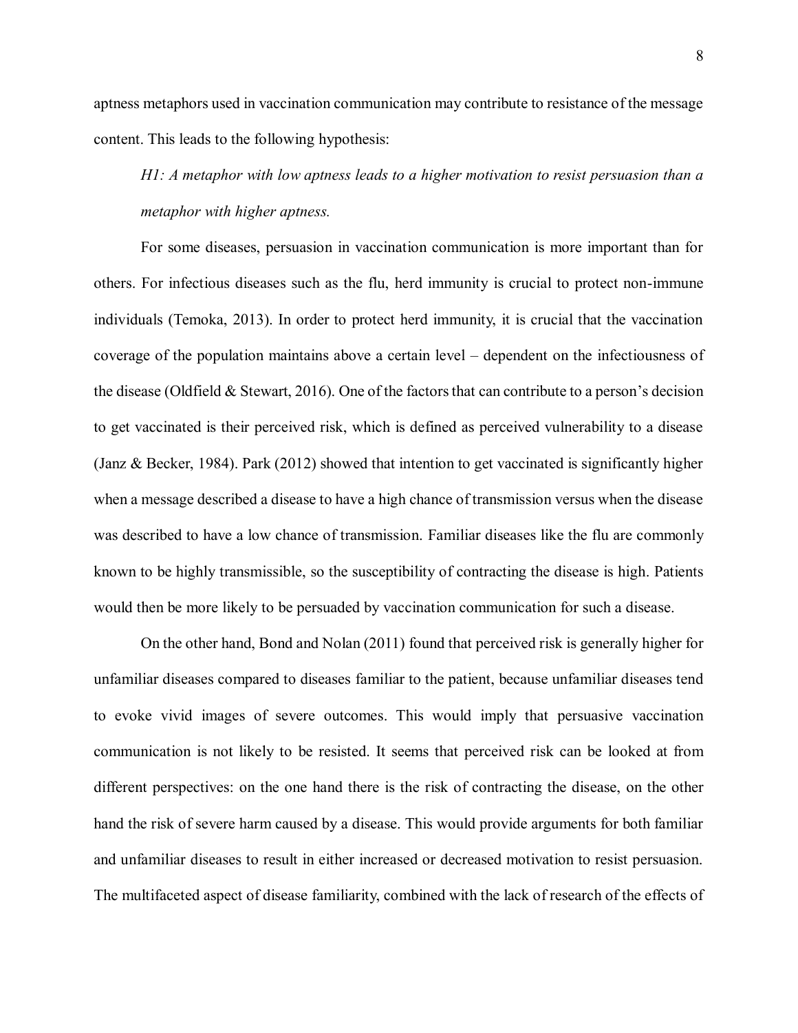aptness metaphors used in vaccination communication may contribute to resistance of the message content. This leads to the following hypothesis:

*H1: A metaphor with low aptness leads to a higher motivation to resist persuasion than a metaphor with higher aptness.*

For some diseases, persuasion in vaccination communication is more important than for others. For infectious diseases such as the flu, herd immunity is crucial to protect non-immune individuals (Temoka, 2013). In order to protect herd immunity, it is crucial that the vaccination coverage of the population maintains above a certain level – dependent on the infectiousness of the disease (Oldfield & Stewart, 2016). One of the factors that can contribute to a person's decision to get vaccinated is their perceived risk, which is defined as perceived vulnerability to a disease (Janz & Becker, 1984). Park (2012) showed that intention to get vaccinated is significantly higher when a message described a disease to have a high chance of transmission versus when the disease was described to have a low chance of transmission. Familiar diseases like the flu are commonly known to be highly transmissible, so the susceptibility of contracting the disease is high. Patients would then be more likely to be persuaded by vaccination communication for such a disease.

On the other hand, Bond and Nolan (2011) found that perceived risk is generally higher for unfamiliar diseases compared to diseases familiar to the patient, because unfamiliar diseases tend to evoke vivid images of severe outcomes. This would imply that persuasive vaccination communication is not likely to be resisted. It seems that perceived risk can be looked at from different perspectives: on the one hand there is the risk of contracting the disease, on the other hand the risk of severe harm caused by a disease. This would provide arguments for both familiar and unfamiliar diseases to result in either increased or decreased motivation to resist persuasion. The multifaceted aspect of disease familiarity, combined with the lack of research of the effects of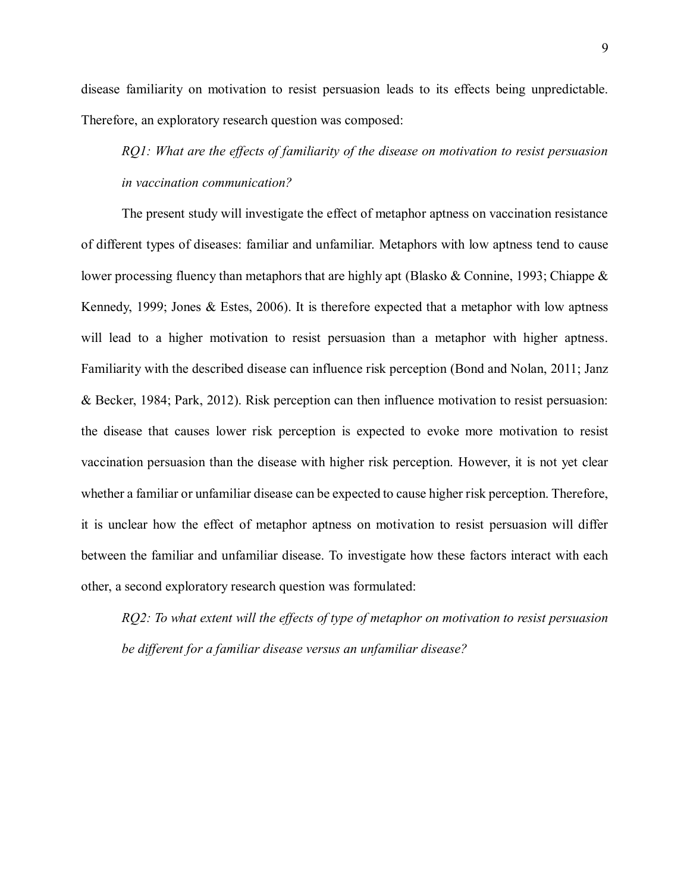disease familiarity on motivation to resist persuasion leads to its effects being unpredictable. Therefore, an exploratory research question was composed:

*RQ1: What are the effects of familiarity of the disease on motivation to resist persuasion in vaccination communication?*

The present study will investigate the effect of metaphor aptness on vaccination resistance of different types of diseases: familiar and unfamiliar. Metaphors with low aptness tend to cause lower processing fluency than metaphors that are highly apt (Blasko & Connine, 1993; Chiappe & Kennedy, 1999; Jones & Estes, 2006). It is therefore expected that a metaphor with low aptness will lead to a higher motivation to resist persuasion than a metaphor with higher aptness. Familiarity with the described disease can influence risk perception (Bond and Nolan, 2011; Janz & Becker, 1984; Park, 2012). Risk perception can then influence motivation to resist persuasion: the disease that causes lower risk perception is expected to evoke more motivation to resist vaccination persuasion than the disease with higher risk perception. However, it is not yet clear whether a familiar or unfamiliar disease can be expected to cause higher risk perception. Therefore, it is unclear how the effect of metaphor aptness on motivation to resist persuasion will differ between the familiar and unfamiliar disease. To investigate how these factors interact with each other, a second exploratory research question was formulated:

*RQ2: To what extent will the effects of type of metaphor on motivation to resist persuasion be different for a familiar disease versus an unfamiliar disease?*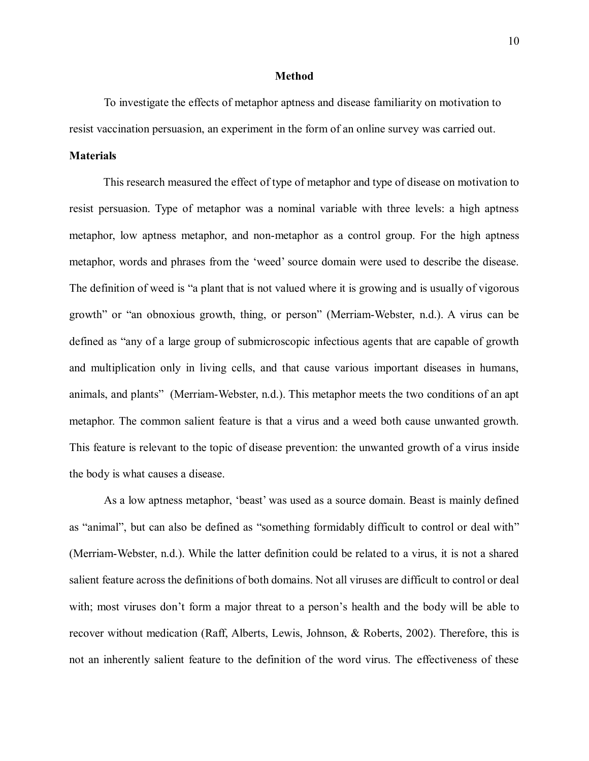# Method

To investigate the effects of metaphor aptness and disease familiarity on motivation to resist vaccination persuasion, an experiment in the form of an online survey was carried out.

## Materials

This research measured the effect of type of metaphor and type of disease on motivation to resist persuasion. Type of metaphor was a nominal variable with three levels: a high aptness metaphor, low aptness metaphor, and non-metaphor as a control group. For the high aptness metaphor, words and phrases from the 'weed' source domain were used to describe the disease. The definition of weed is "a plant that is not valued where it is growing and is usually of vigorous growth" or "an obnoxious growth, thing, or person" (Merriam-Webster, n.d.). A virus can be defined as "any of a large group of submicroscopic infectious agents that are capable of growth and multiplication only in living cells, and that cause various important diseases in humans, animals, and plants" (Merriam-Webster, n.d.). This metaphor meets the two conditions of an apt metaphor. The common salient feature is that a virus and a weed both cause unwanted growth. This feature is relevant to the topic of disease prevention: the unwanted growth of a virus inside the body is what causes a disease.

As a low aptness metaphor, 'beast' was used as a source domain. Beast is mainly defined as "animal", but can also be defined as "something formidably difficult to control or deal with" (Merriam-Webster, n.d.). While the latter definition could be related to a virus, it is not a shared salient feature across the definitions of both domains. Not all viruses are difficult to control or deal with; most viruses don't form a major threat to a person's health and the body will be able to recover without medication (Raff, Alberts, Lewis, Johnson, & Roberts, 2002). Therefore, this is not an inherently salient feature to the definition of the word virus. The effectiveness of these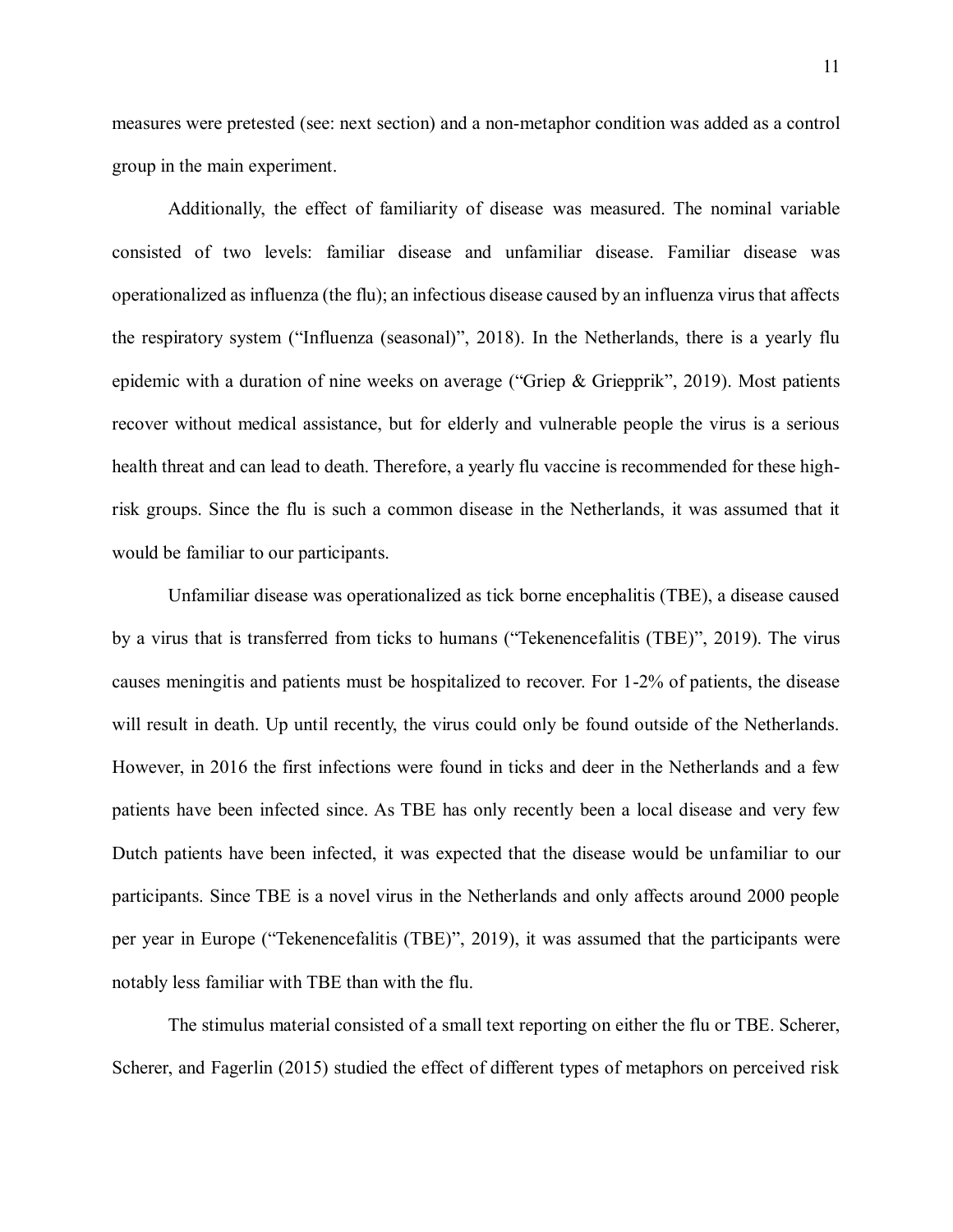measures were pretested (see: next section) and a non-metaphor condition was added as a control group in the main experiment.

Additionally, the effect of familiarity of disease was measured. The nominal variable consisted of two levels: familiar disease and unfamiliar disease. Familiar disease was operationalized as influenza (the flu); an infectious disease caused by an influenza virus that affects the respiratory system ("Influenza (seasonal)", 2018). In the Netherlands, there is a yearly flu epidemic with a duration of nine weeks on average ("Griep & Griepprik", 2019). Most patients recover without medical assistance, but for elderly and vulnerable people the virus is a serious health threat and can lead to death. Therefore, a yearly flu vaccine is recommended for these high-risk groups. Since the flu is such a common disease in the Netherlands, it was assumed that it would be familiar to our participants.

Unfamiliar disease was operationalized as tick borne encephalitis (TBE), a disease caused by a virus that is transferred from ticks to humans ("Tekenencefalitis (TBE)", 2019). The virus causes meningitis and patients must be hospitalized to recover. For 1-2% of patients, the disease will result in death. Up until recently, the virus could only be found outside of the Netherlands. However, in 2016 the first infections were found in ticks and deer in the Netherlands and a few patients have been infected since. As TBE has only recently been a local disease and very few Dutch patients have been infected, it was expected that the disease would be unfamiliar to our participants. Since TBE is a novel virus in the Netherlands and only affects around 2000 people per year in Europe ("Tekenencefalitis (TBE)", 2019), it was assumed that the participants were notably less familiar with TBE than with the flu.

The stimulus material consisted of a small text reporting on either the flu or TBE. Scherer, Scherer, and Fagerlin (2015) studied the effect of different types of metaphors on perceived risk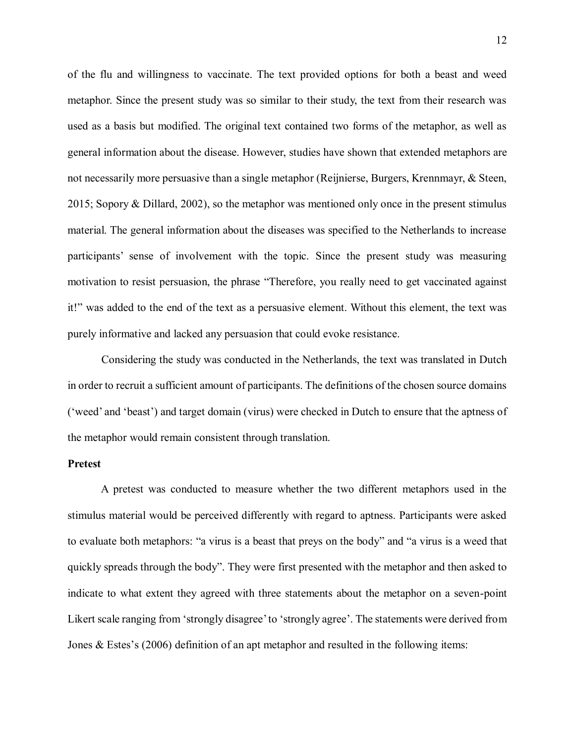of the flu and willingness to vaccinate. The text provided options for both a beast and weed metaphor. Since the present study was so similar to their study, the text from their research was used as a basis but modified. The original text contained two forms of the metaphor, as well as general information about the disease. However, studies have shown that extended metaphors are not necessarily more persuasive than a single metaphor (Reijnierse, Burgers, Krennmayr, & Steen, 2015; Sopory & Dillard, 2002), so the metaphor was mentioned only once in the present stimulus material. The general information about the diseases was specified to the Netherlands to increase participants' sense of involvement with the topic. Since the present study was measuring motivation to resist persuasion, the phrase "Therefore, you really need to get vaccinated against it!" was added to the end of the text as a persuasive element. Without this element, the text was purely informative and lacked any persuasion that could evoke resistance.

Considering the study was conducted in the Netherlands, the text was translated in Dutch in order to recruit a sufficient amount of participants. The definitions of the chosen source domains ('weed' and 'beast') and target domain (virus) were checked in Dutch to ensure that the aptness of the metaphor would remain consistent through translation.

**Pretest**

A pretest was conducted to measure whether the two different metaphors used in the stimulus material would be perceived differently with regard to aptness. Participants were asked to evaluate both metaphors: "a virus is a beast that preys on the body" and "a virus is a weed that quickly spreads through the body". They were first presented with the metaphor and then asked to indicate to what extent they agreed with three statements about the metaphor on a seven-point Likert scale ranging from 'strongly disagree' to 'strongly agree'. The statements were derived from Jones & Estes's (2006) definition of an apt metaphor and resulted in the following items: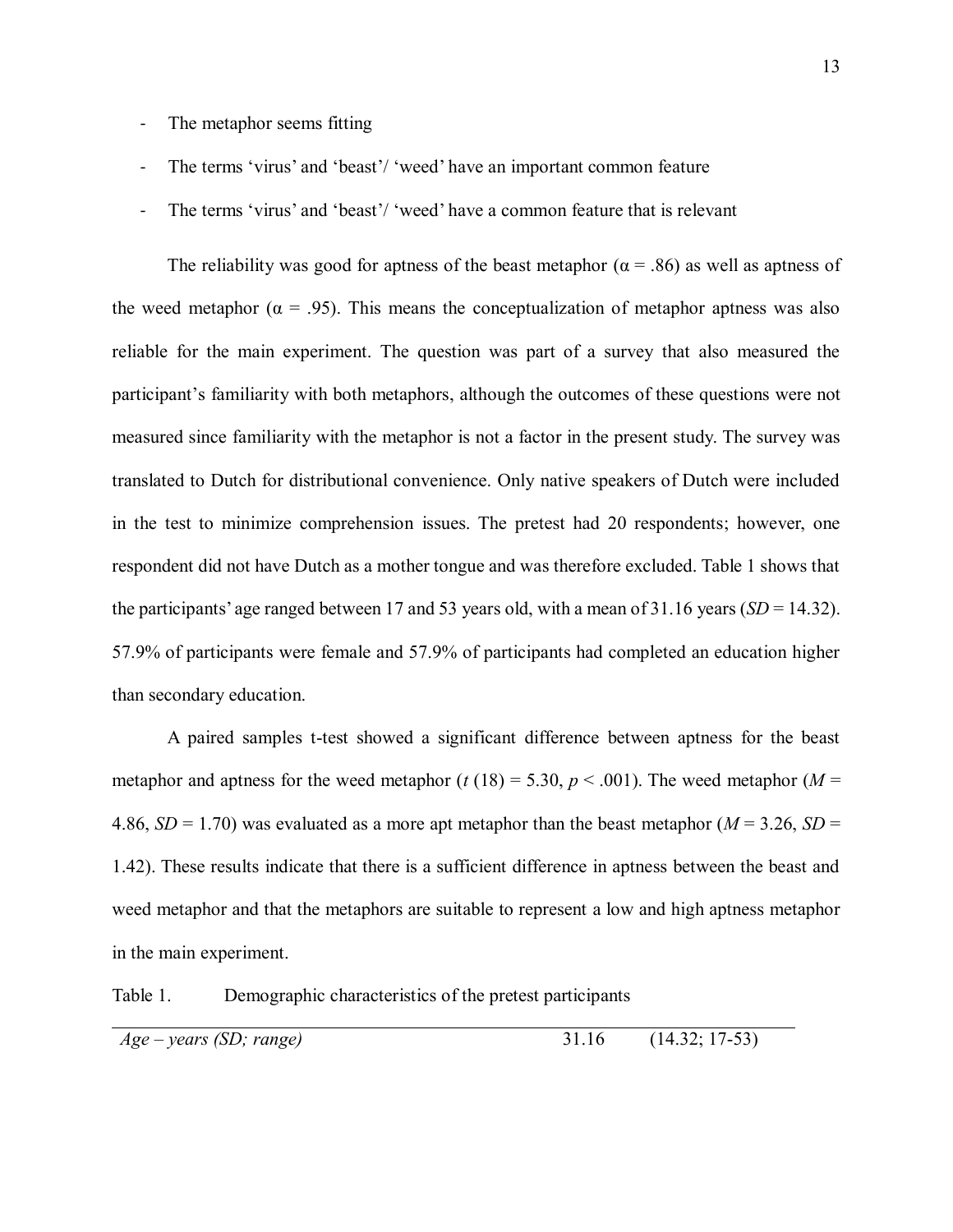- The metaphor seems fitting
- The terms 'virus' and 'beast'/ 'weed' have an important common feature
- The terms 'virus' and 'beast'/ 'weed' have a common feature that is relevant

The reliability was good for aptness of the beast metaphor ($\alpha = .86$) as well as aptness of the weed metaphor ($\alpha = .95$). This means the conceptualization of metaphor aptness was also reliable for the main experiment. The question was part of a survey that also measured the participant's familiarity with both metaphors, although the outcomes of these questions were not measured since familiarity with the metaphor is not a factor in the present study. The survey was translated to Dutch for distributional convenience. Only native speakers of Dutch were included in the test to minimize comprehension issues. The pretest had 20 respondents; however, one respondent did not have Dutch as a mother tongue and was therefore excluded. Table 1 shows that the participants' age ranged between 17 and 53 years old, with a mean of 31.16 years ($SD = 14.32$). 57.9% of participants were female and 57.9% of participants had completed an education higher than secondary education.

A paired samples t-test showed a significant difference between aptness for the beast metaphor and aptness for the weed metaphor ($t\,(18) = 5.30$, $p < .001$). The weed metaphor ($M = 4.86$, $SD = 1.70$) was evaluated as a more apt metaphor than the beast metaphor ($M = 3.26$, $SD = 1.42$). These results indicate that there is a sufficient difference in aptness between the beast and weed metaphor and that the metaphors are suitable to represent a low and high aptness metaphor in the main experiment.

Table 1. Demographic characteristics of the pretest participants

| | | |
|---|---|---|
| *Age – years (SD; range)* | 31.16 | (14.32; 17-53) |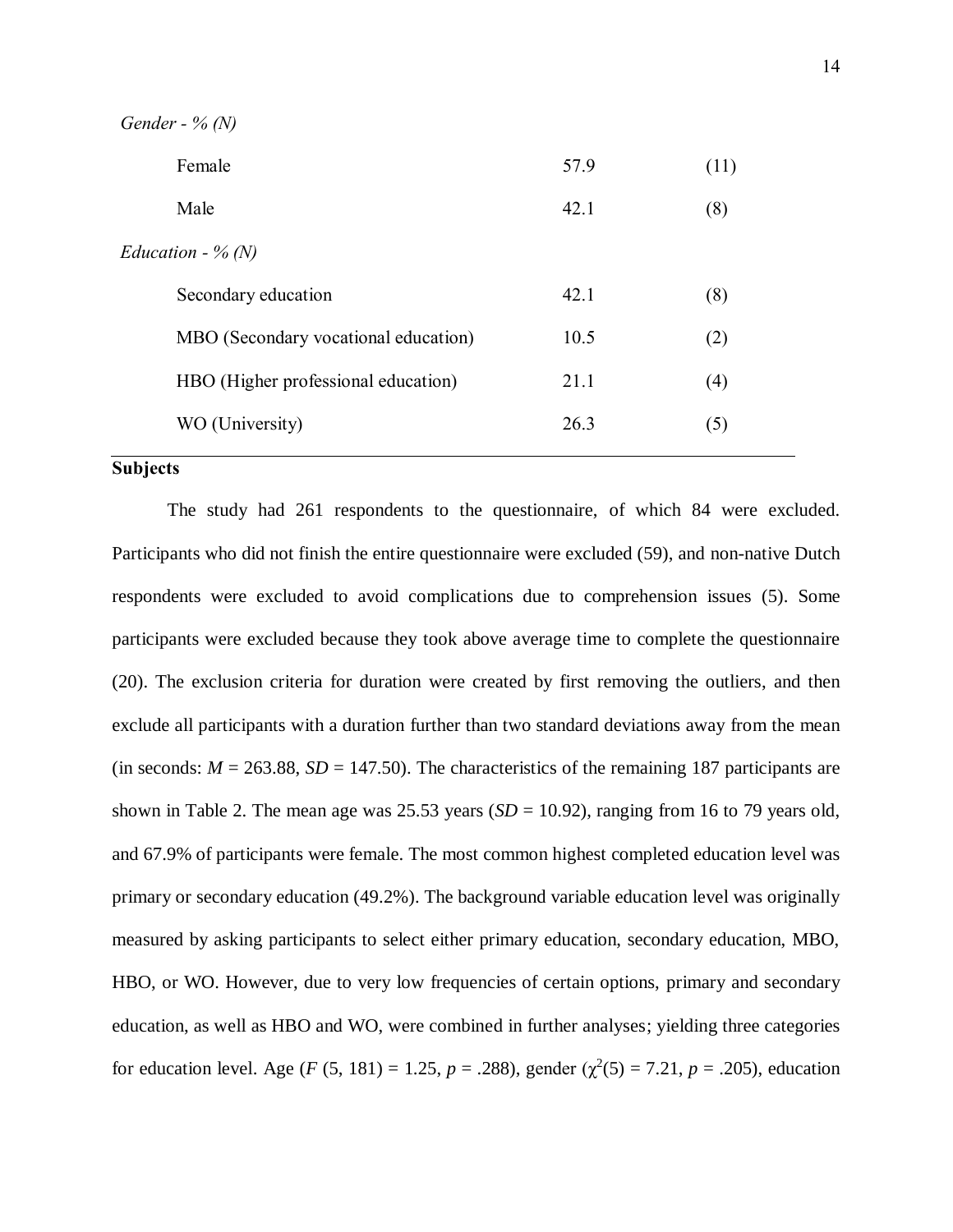| | | |
|---|---|---|
| *Gender - % (N)* | | |
| Female | 57.9 | (11) |
| Male | 42.1 | (8) |
| *Education - % (N)* | | |
| Secondary education | 42.1 | (8) |
| MBO (Secondary vocational education) | 10.5 | (2) |
| HBO (Higher professional education) | 21.1 | (4) |
| WO (University) | 26.3 | (5) |

**Subjects**

The study had 261 respondents to the questionnaire, of which 84 were excluded. Participants who did not finish the entire questionnaire were excluded (59), and non-native Dutch respondents were excluded to avoid complications due to comprehension issues (5). Some participants were excluded because they took above average time to complete the questionnaire (20). The exclusion criteria for duration were created by first removing the outliers, and then exclude all participants with a duration further than two standard deviations away from the mean (in seconds: $M$ = 263.88, $SD$ = 147.50). The characteristics of the remaining 187 participants are shown in Table 2. The mean age was 25.53 years ($SD$ = 10.92), ranging from 16 to 79 years old, and 67.9% of participants were female. The most common highest completed education level was primary or secondary education (49.2%). The background variable education level was originally measured by asking participants to select either primary education, secondary education, MBO, HBO, or WO. However, due to very low frequencies of certain options, primary and secondary education, as well as HBO and WO, were combined in further analyses; yielding three categories for education level. Age ($F$ (5, 181) = 1.25, $p$ = .288), gender ($\chi^2(5)$ = 7.21, $p$ = .205), education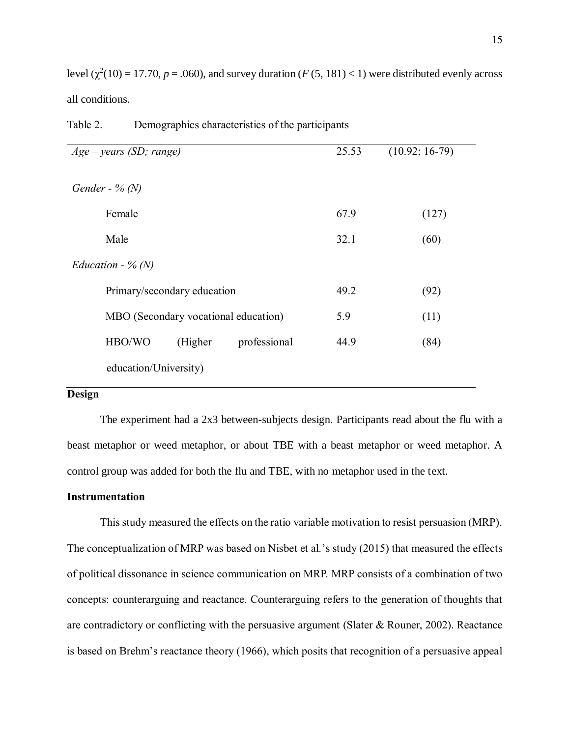level ($\chi^2(10) = 17.70$, $p = .060$), and survey duration ($F\ (5, 181) < 1$) were distributed evenly across all conditions.

Table 2. Demographics characteristics of the participants

| | | |
|---|---|---|
| *Age – years (SD; range)* | 25.53 | (10.92; 16-79) |
| *Gender - % (N)* | | |
| Female | 67.9 | (127) |
| Male | 32.1 | (60) |
| *Education - % (N)* | | |
| Primary/secondary education | 49.2 | (92) |
| MBO (Secondary vocational education) | 5.9 | (11) |
| HBO/WO (Higher professional education/University) | 44.9 | (84) |

**Design**

The experiment had a 2x3 between-subjects design. Participants read about the flu with a beast metaphor or weed metaphor, or about TBE with a beast metaphor or weed metaphor. A control group was added for both the flu and TBE, with no metaphor used in the text.

**Instrumentation**

This study measured the effects on the ratio variable motivation to resist persuasion (MRP). The conceptualization of MRP was based on Nisbet et al.'s study (2015) that measured the effects of political dissonance in science communication on MRP. MRP consists of a combination of two concepts: counterarguing and reactance. Counterarguing refers to the generation of thoughts that are contradictory or conflicting with the persuasive argument (Slater & Rouner, 2002). Reactance is based on Brehm's reactance theory (1966), which posits that recognition of a persuasive appeal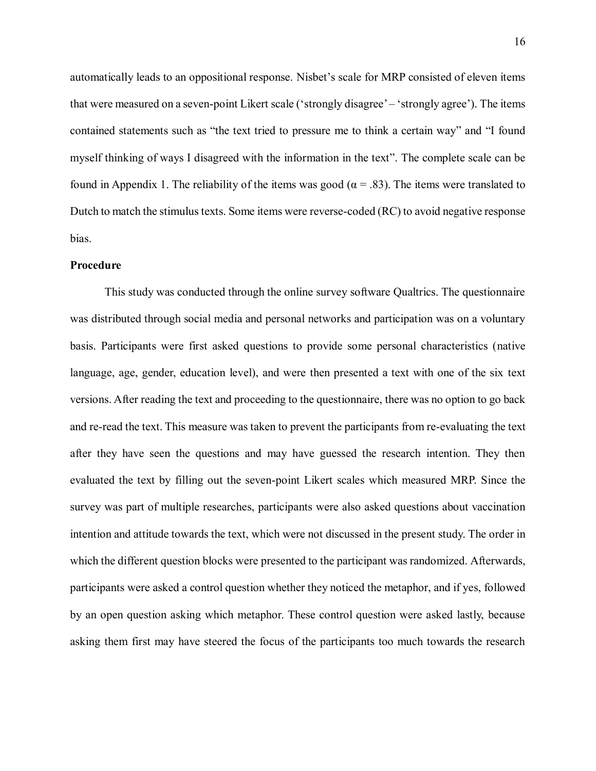automatically leads to an oppositional response. Nisbet's scale for MRP consisted of eleven items that were measured on a seven-point Likert scale ('strongly disagree' – 'strongly agree'). The items contained statements such as "the text tried to pressure me to think a certain way" and "I found myself thinking of ways I disagreed with the information in the text". The complete scale can be found in Appendix 1. The reliability of the items was good ($\alpha = .83$). The items were translated to Dutch to match the stimulus texts. Some items were reverse-coded (RC) to avoid negative response bias.

**Procedure**

This study was conducted through the online survey software Qualtrics. The questionnaire was distributed through social media and personal networks and participation was on a voluntary basis. Participants were first asked questions to provide some personal characteristics (native language, age, gender, education level), and were then presented a text with one of the six text versions. After reading the text and proceeding to the questionnaire, there was no option to go back and re-read the text. This measure was taken to prevent the participants from re-evaluating the text after they have seen the questions and may have guessed the research intention. They then evaluated the text by filling out the seven-point Likert scales which measured MRP. Since the survey was part of multiple researches, participants were also asked questions about vaccination intention and attitude towards the text, which were not discussed in the present study. The order in which the different question blocks were presented to the participant was randomized. Afterwards, participants were asked a control question whether they noticed the metaphor, and if yes, followed by an open question asking which metaphor. These control question were asked lastly, because asking them first may have steered the focus of the participants too much towards the research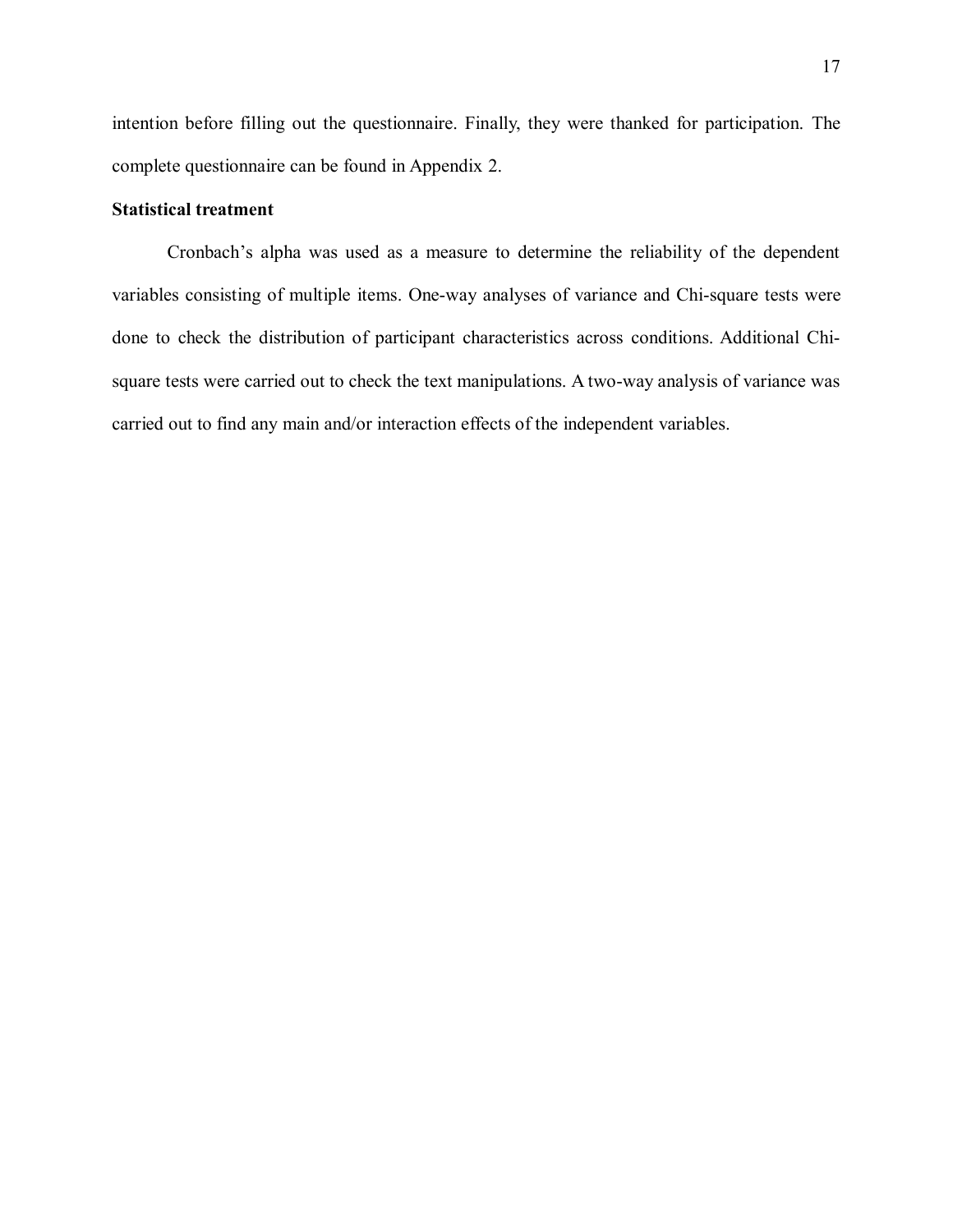intention before filling out the questionnaire. Finally, they were thanked for participation. The complete questionnaire can be found in Appendix 2.

**Statistical treatment**

Cronbach's alpha was used as a measure to determine the reliability of the dependent variables consisting of multiple items. One-way analyses of variance and Chi-square tests were done to check the distribution of participant characteristics across conditions. Additional Chi-square tests were carried out to check the text manipulations. A two-way analysis of variance was carried out to find any main and/or interaction effects of the independent variables.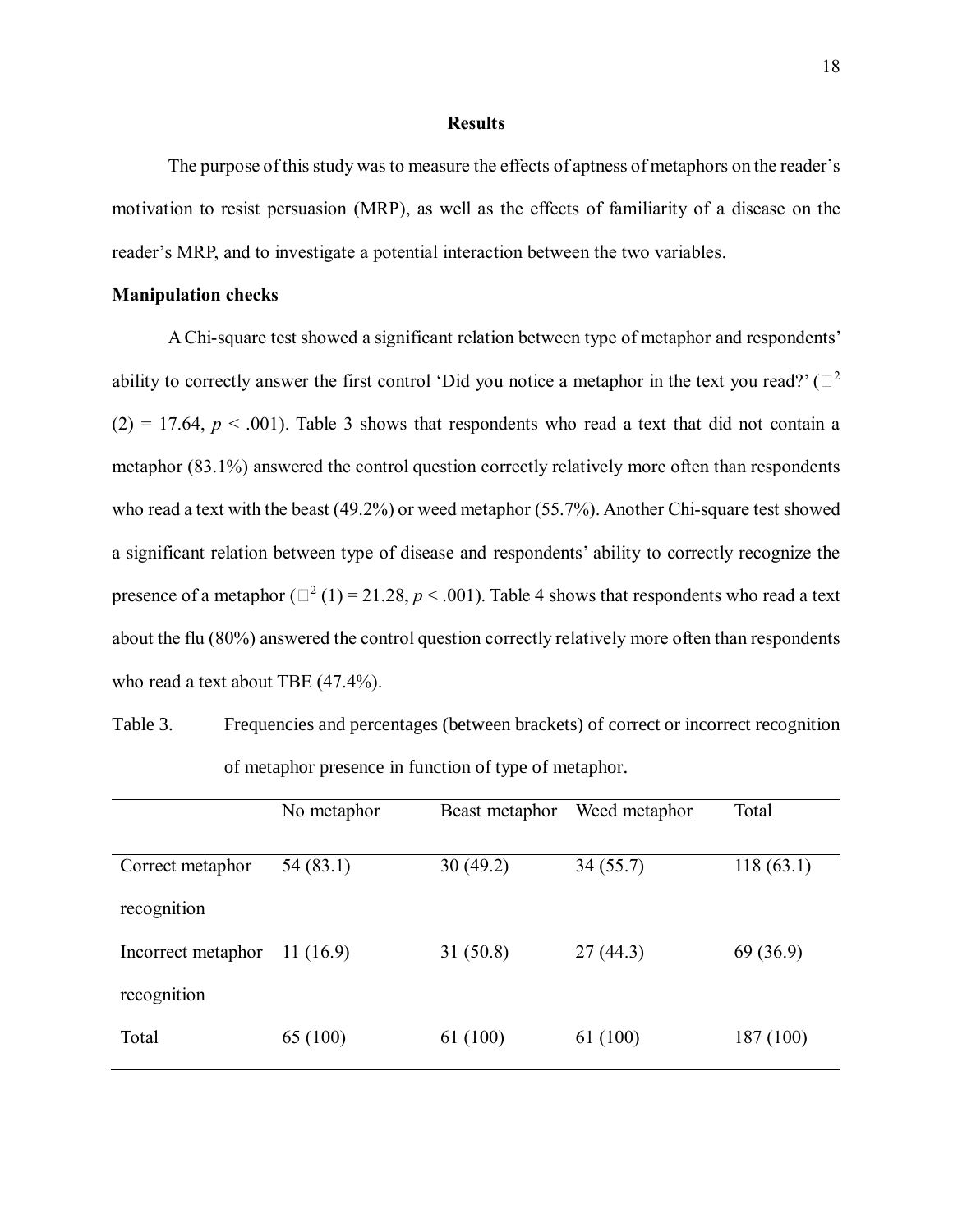## Results

The purpose of this study was to measure the effects of aptness of metaphors on the reader's motivation to resist persuasion (MRP), as well as the effects of familiarity of a disease on the reader's MRP, and to investigate a potential interaction between the two variables.

### Manipulation checks

A Chi-square test showed a significant relation between type of metaphor and respondents' ability to correctly answer the first control 'Did you notice a metaphor in the text you read?' ($\chi^2$ (2) = 17.64, $p < .001$). Table 3 shows that respondents who read a text that did not contain a metaphor (83.1%) answered the control question correctly relatively more often than respondents who read a text with the beast (49.2%) or weed metaphor (55.7%). Another Chi-square test showed a significant relation between type of disease and respondents' ability to correctly recognize the presence of a metaphor ($\chi^2$ (1) = 21.28, $p < .001$). Table 4 shows that respondents who read a text about the flu (80%) answered the control question correctly relatively more often than respondents who read a text about TBE (47.4%).

Table 3. Frequencies and percentages (between brackets) of correct or incorrect recognition of metaphor presence in function of type of metaphor.

| | No metaphor | Beast metaphor | Weed metaphor | Total |
|---|---|---|---|---|
| Correct metaphor recognition | 54 (83.1) | 30 (49.2) | 34 (55.7) | 118 (63.1) |
| Incorrect metaphor recognition | 11 (16.9) | 31 (50.8) | 27 (44.3) | 69 (36.9) |
| Total | 65 (100) | 61 (100) | 61 (100) | 187 (100) |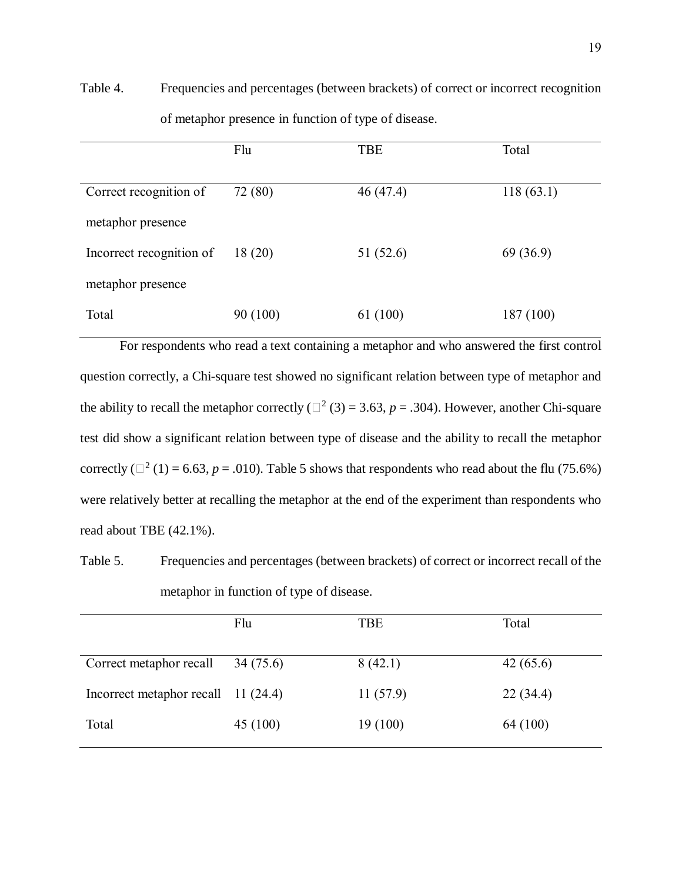Table 4. Frequencies and percentages (between brackets) of correct or incorrect recognition of metaphor presence in function of type of disease.

| | Flu | TBE | Total |
|---|---|---|---|
| Correct recognition of metaphor presence | 72 (80) | 46 (47.4) | 118 (63.1) |
| Incorrect recognition of metaphor presence | 18 (20) | 51 (52.6) | 69 (36.9) |
| Total | 90 (100) | 61 (100) | 187 (100) |

For respondents who read a text containing a metaphor and who answered the first control question correctly, a Chi-square test showed no significant relation between type of metaphor and the ability to recall the metaphor correctly ($\chi^2$ (3) = 3.63, *p* = .304). However, another Chi-square test did show a significant relation between type of disease and the ability to recall the metaphor correctly ($\chi^2$ (1) = 6.63, *p* = .010). Table 5 shows that respondents who read about the flu (75.6%) were relatively better at recalling the metaphor at the end of the experiment than respondents who read about TBE (42.1%).

Table 5. Frequencies and percentages (between brackets) of correct or incorrect recall of the metaphor in function of type of disease.

| | Flu | TBE | Total |
|---|---|---|---|
| Correct metaphor recall | 34 (75.6) | 8 (42.1) | 42 (65.6) |
| Incorrect metaphor recall | 11 (24.4) | 11 (57.9) | 22 (34.4) |
| Total | 45 (100) | 19 (100) | 64 (100) |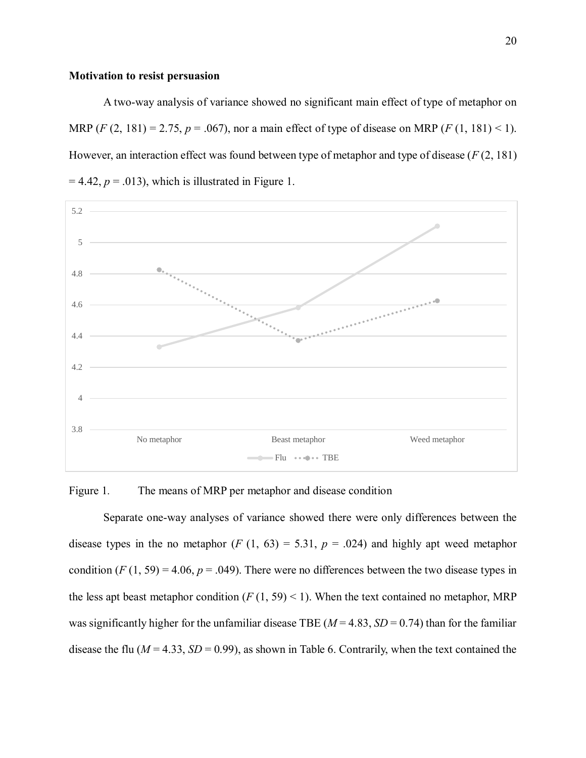**Motivation to resist persuasion**

A two-way analysis of variance showed no significant main effect of type of metaphor on MRP ($F$ (2, 181) = 2.75, $p$ = .067), nor a main effect of type of disease on MRP ($F$ (1, 181) < 1). However, an interaction effect was found between type of metaphor and type of disease ($F$ (2, 181) = 4.42, $p$ = .013), which is illustrated in Figure 1.

Figure 1. The means of MRP per metaphor and disease condition

Separate one-way analyses of variance showed there were only differences between the disease types in the no metaphor ($F$ (1, 63) = 5.31, $p$ = .024) and highly apt weed metaphor condition ($F$ (1, 59) = 4.06, $p$ = .049). There were no differences between the two disease types in the less apt beast metaphor condition ($F$ (1, 59) < 1). When the text contained no metaphor, MRP was significantly higher for the unfamiliar disease TBE ($M$ = 4.83, $SD$ = 0.74) than for the familiar disease the flu ($M$ = 4.33, $SD$ = 0.99), as shown in Table 6. Contrarily, when the text contained the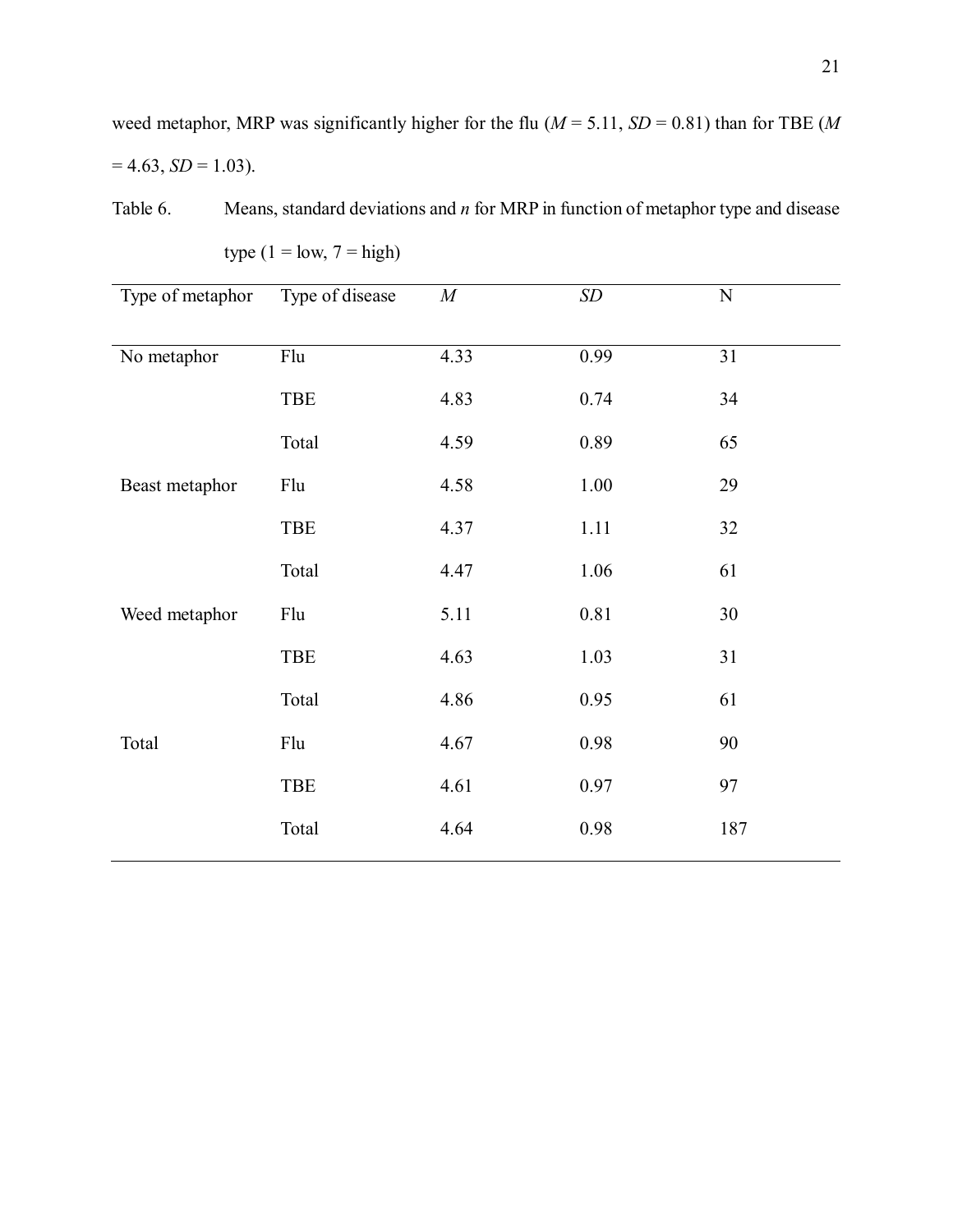weed metaphor, MRP was significantly higher for the flu (*M* = 5.11, *SD* = 0.81) than for TBE (*M* = 4.63, *SD* = 1.03).

Table 6. Means, standard deviations and *n* for MRP in function of metaphor type and disease type (1 = low, 7 = high)

| Type of metaphor | Type of disease | *M* | *SD* | N |
|---|---|---|---|---|
| No metaphor | Flu | 4.33 | 0.99 | 31 |
| | TBE | 4.83 | 0.74 | 34 |
| | Total | 4.59 | 0.89 | 65 |
| Beast metaphor | Flu | 4.58 | 1.00 | 29 |
| | TBE | 4.37 | 1.11 | 32 |
| | Total | 4.47 | 1.06 | 61 |
| Weed metaphor | Flu | 5.11 | 0.81 | 30 |
| | TBE | 4.63 | 1.03 | 31 |
| | Total | 4.86 | 0.95 | 61 |
| Total | Flu | 4.67 | 0.98 | 90 |
| | TBE | 4.61 | 0.97 | 97 |
| | Total | 4.64 | 0.98 | 187 |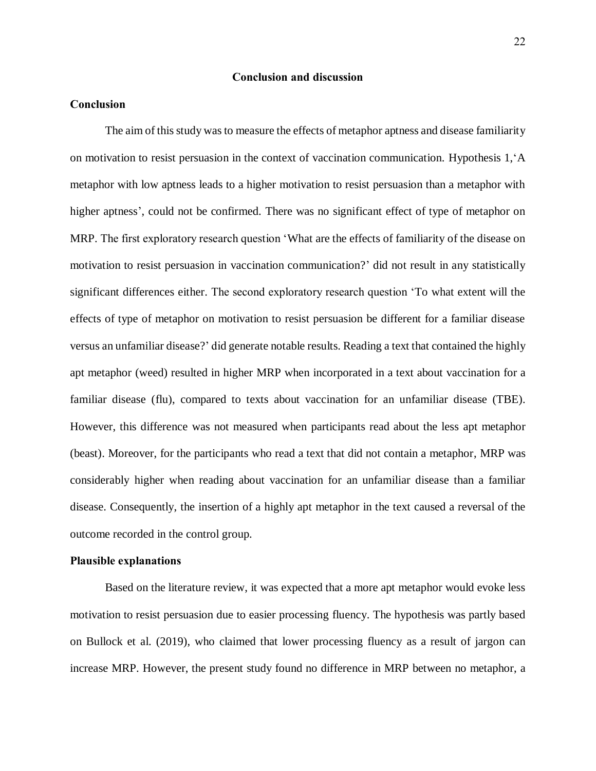## Conclusion and discussion

### Conclusion

The aim of this study was to measure the effects of metaphor aptness and disease familiarity on motivation to resist persuasion in the context of vaccination communication. Hypothesis 1,'A metaphor with low aptness leads to a higher motivation to resist persuasion than a metaphor with higher aptness', could not be confirmed. There was no significant effect of type of metaphor on MRP. The first exploratory research question 'What are the effects of familiarity of the disease on motivation to resist persuasion in vaccination communication?' did not result in any statistically significant differences either. The second exploratory research question 'To what extent will the effects of type of metaphor on motivation to resist persuasion be different for a familiar disease versus an unfamiliar disease?' did generate notable results. Reading a text that contained the highly apt metaphor (weed) resulted in higher MRP when incorporated in a text about vaccination for a familiar disease (flu), compared to texts about vaccination for an unfamiliar disease (TBE). However, this difference was not measured when participants read about the less apt metaphor (beast). Moreover, for the participants who read a text that did not contain a metaphor, MRP was considerably higher when reading about vaccination for an unfamiliar disease than a familiar disease. Consequently, the insertion of a highly apt metaphor in the text caused a reversal of the outcome recorded in the control group.

### Plausible explanations

Based on the literature review, it was expected that a more apt metaphor would evoke less motivation to resist persuasion due to easier processing fluency. The hypothesis was partly based on Bullock et al. (2019), who claimed that lower processing fluency as a result of jargon can increase MRP. However, the present study found no difference in MRP between no metaphor, a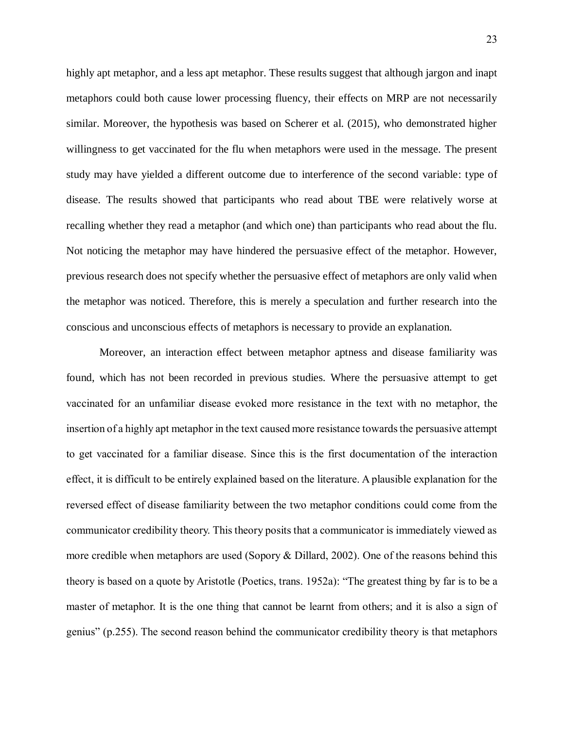highly apt metaphor, and a less apt metaphor. These results suggest that although jargon and inapt metaphors could both cause lower processing fluency, their effects on MRP are not necessarily similar. Moreover, the hypothesis was based on Scherer et al. (2015), who demonstrated higher willingness to get vaccinated for the flu when metaphors were used in the message. The present study may have yielded a different outcome due to interference of the second variable: type of disease. The results showed that participants who read about TBE were relatively worse at recalling whether they read a metaphor (and which one) than participants who read about the flu. Not noticing the metaphor may have hindered the persuasive effect of the metaphor. However, previous research does not specify whether the persuasive effect of metaphors are only valid when the metaphor was noticed. Therefore, this is merely a speculation and further research into the conscious and unconscious effects of metaphors is necessary to provide an explanation.

Moreover, an interaction effect between metaphor aptness and disease familiarity was found, which has not been recorded in previous studies. Where the persuasive attempt to get vaccinated for an unfamiliar disease evoked more resistance in the text with no metaphor, the insertion of a highly apt metaphor in the text caused more resistance towards the persuasive attempt to get vaccinated for a familiar disease. Since this is the first documentation of the interaction effect, it is difficult to be entirely explained based on the literature. A plausible explanation for the reversed effect of disease familiarity between the two metaphor conditions could come from the communicator credibility theory. This theory posits that a communicator is immediately viewed as more credible when metaphors are used (Sopory & Dillard, 2002). One of the reasons behind this theory is based on a quote by Aristotle (Poetics, trans. 1952a): "The greatest thing by far is to be a master of metaphor. It is the one thing that cannot be learnt from others; and it is also a sign of genius" (p.255). The second reason behind the communicator credibility theory is that metaphors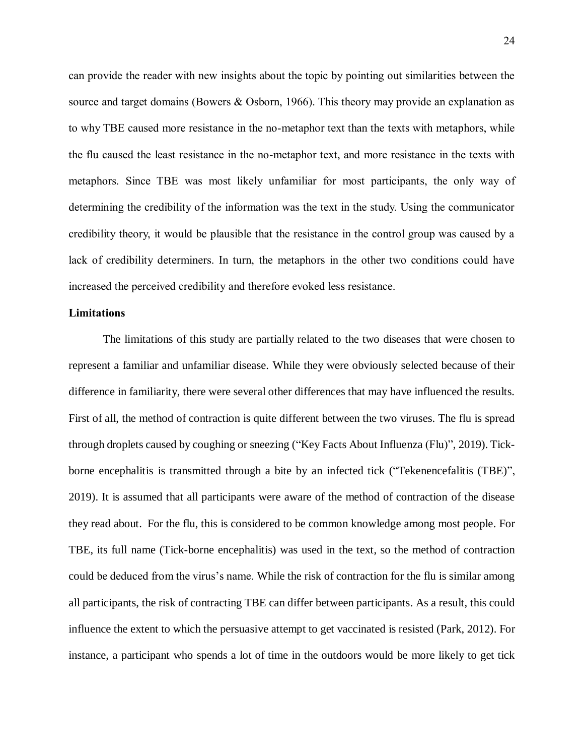can provide the reader with new insights about the topic by pointing out similarities between the source and target domains (Bowers & Osborn, 1966). This theory may provide an explanation as to why TBE caused more resistance in the no-metaphor text than the texts with metaphors, while the flu caused the least resistance in the no-metaphor text, and more resistance in the texts with metaphors. Since TBE was most likely unfamiliar for most participants, the only way of determining the credibility of the information was the text in the study. Using the communicator credibility theory, it would be plausible that the resistance in the control group was caused by a lack of credibility determiners. In turn, the metaphors in the other two conditions could have increased the perceived credibility and therefore evoked less resistance.

**Limitations**

The limitations of this study are partially related to the two diseases that were chosen to represent a familiar and unfamiliar disease. While they were obviously selected because of their difference in familiarity, there were several other differences that may have influenced the results. First of all, the method of contraction is quite different between the two viruses. The flu is spread through droplets caused by coughing or sneezing ("Key Facts About Influenza (Flu)", 2019). Tick-borne encephalitis is transmitted through a bite by an infected tick ("Tekenencefalitis (TBE)", 2019). It is assumed that all participants were aware of the method of contraction of the disease they read about. For the flu, this is considered to be common knowledge among most people. For TBE, its full name (Tick-borne encephalitis) was used in the text, so the method of contraction could be deduced from the virus's name. While the risk of contraction for the flu is similar among all participants, the risk of contracting TBE can differ between participants. As a result, this could influence the extent to which the persuasive attempt to get vaccinated is resisted (Park, 2012). For instance, a participant who spends a lot of time in the outdoors would be more likely to get tick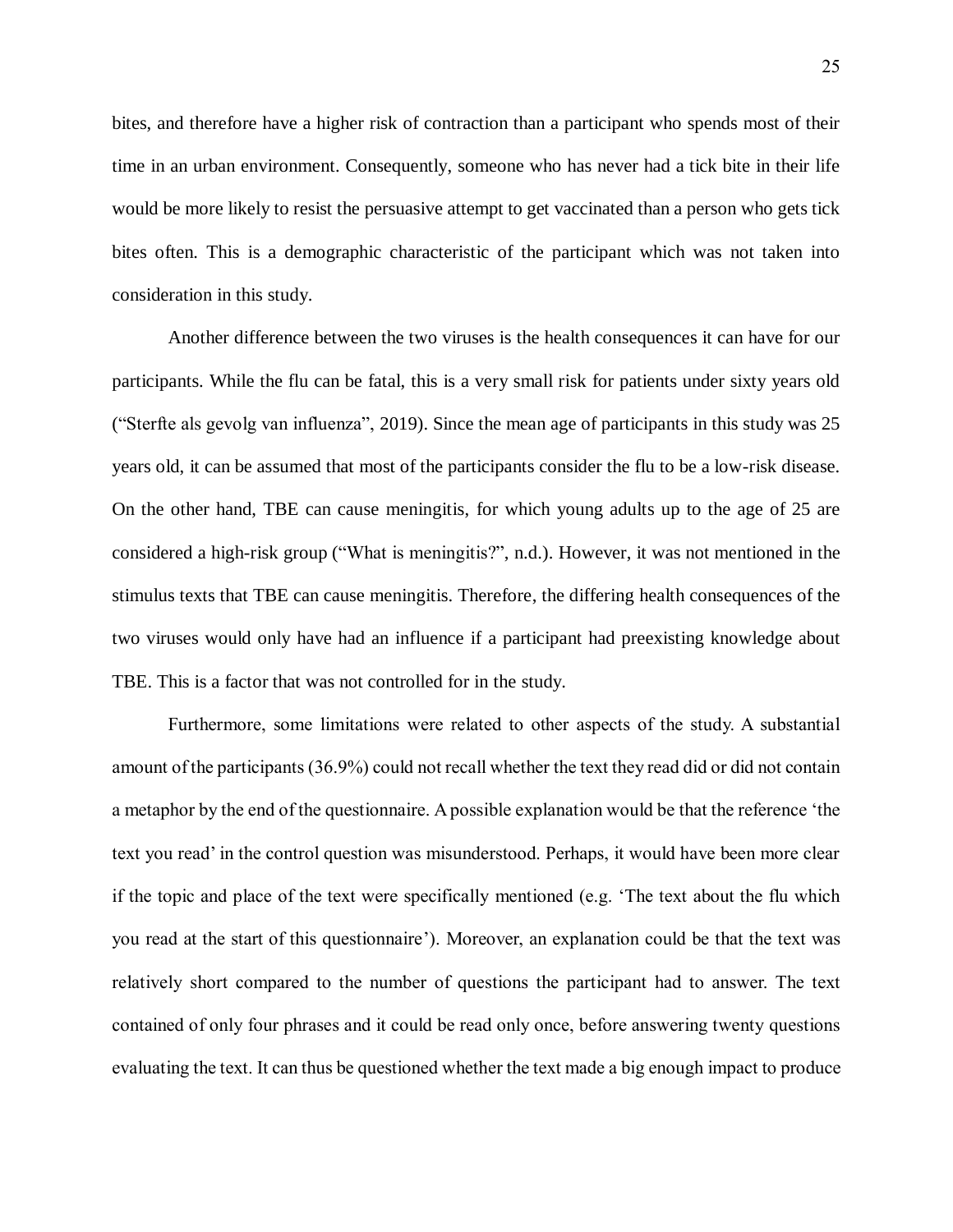bites, and therefore have a higher risk of contraction than a participant who spends most of their time in an urban environment. Consequently, someone who has never had a tick bite in their life would be more likely to resist the persuasive attempt to get vaccinated than a person who gets tick bites often. This is a demographic characteristic of the participant which was not taken into consideration in this study.

Another difference between the two viruses is the health consequences it can have for our participants. While the flu can be fatal, this is a very small risk for patients under sixty years old ("Sterfte als gevolg van influenza", 2019). Since the mean age of participants in this study was 25 years old, it can be assumed that most of the participants consider the flu to be a low-risk disease. On the other hand, TBE can cause meningitis, for which young adults up to the age of 25 are considered a high-risk group ("What is meningitis?", n.d.). However, it was not mentioned in the stimulus texts that TBE can cause meningitis. Therefore, the differing health consequences of the two viruses would only have had an influence if a participant had preexisting knowledge about TBE. This is a factor that was not controlled for in the study.

Furthermore, some limitations were related to other aspects of the study. A substantial amount of the participants (36.9%) could not recall whether the text they read did or did not contain a metaphor by the end of the questionnaire. A possible explanation would be that the reference 'the text you read' in the control question was misunderstood. Perhaps, it would have been more clear if the topic and place of the text were specifically mentioned (e.g. 'The text about the flu which you read at the start of this questionnaire'). Moreover, an explanation could be that the text was relatively short compared to the number of questions the participant had to answer. The text contained of only four phrases and it could be read only once, before answering twenty questions evaluating the text. It can thus be questioned whether the text made a big enough impact to produce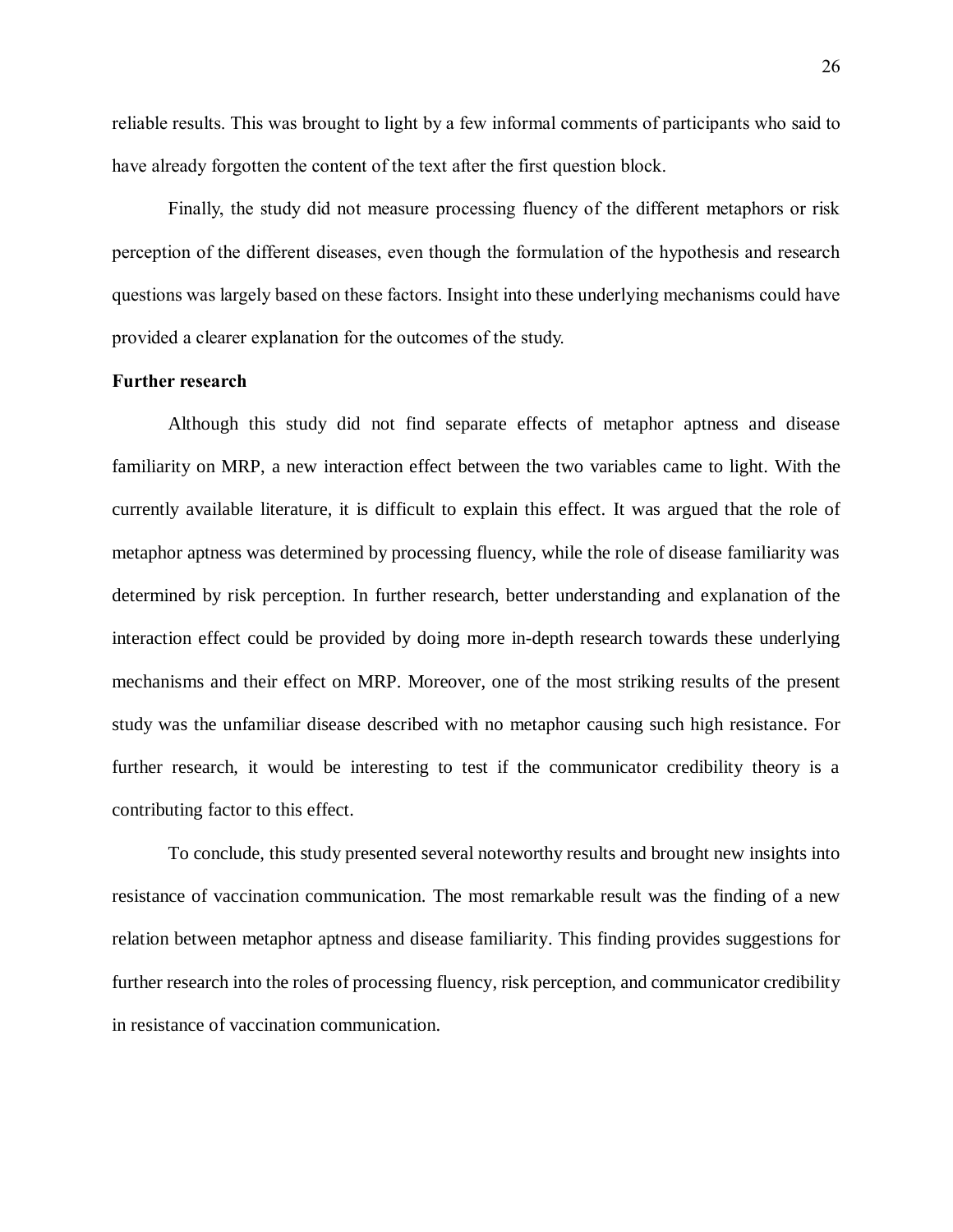reliable results. This was brought to light by a few informal comments of participants who said to have already forgotten the content of the text after the first question block.

Finally, the study did not measure processing fluency of the different metaphors or risk perception of the different diseases, even though the formulation of the hypothesis and research questions was largely based on these factors. Insight into these underlying mechanisms could have provided a clearer explanation for the outcomes of the study.

**Further research**

Although this study did not find separate effects of metaphor aptness and disease familiarity on MRP, a new interaction effect between the two variables came to light. With the currently available literature, it is difficult to explain this effect. It was argued that the role of metaphor aptness was determined by processing fluency, while the role of disease familiarity was determined by risk perception. In further research, better understanding and explanation of the interaction effect could be provided by doing more in-depth research towards these underlying mechanisms and their effect on MRP. Moreover, one of the most striking results of the present study was the unfamiliar disease described with no metaphor causing such high resistance. For further research, it would be interesting to test if the communicator credibility theory is a contributing factor to this effect.

To conclude, this study presented several noteworthy results and brought new insights into resistance of vaccination communication. The most remarkable result was the finding of a new relation between metaphor aptness and disease familiarity. This finding provides suggestions for further research into the roles of processing fluency, risk perception, and communicator credibility in resistance of vaccination communication.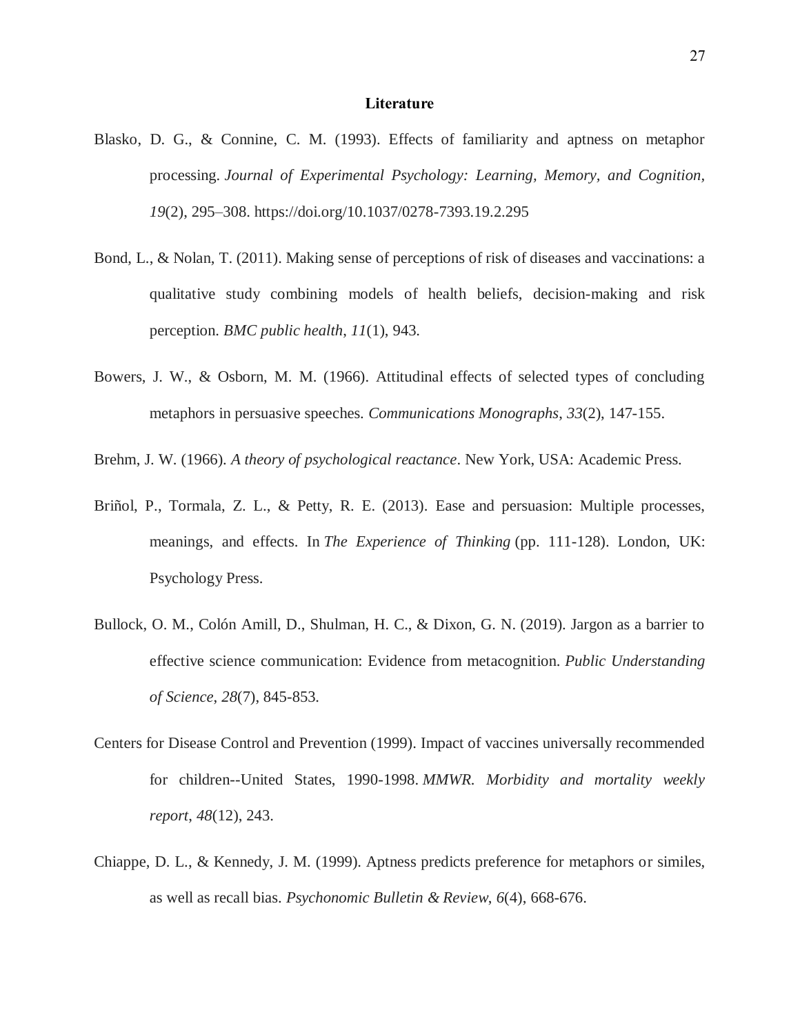# Literature

Blasko, D. G., & Connine, C. M. (1993). Effects of familiarity and aptness on metaphor processing. *Journal of Experimental Psychology: Learning, Memory, and Cognition, 19*(2), 295–308. https://doi.org/10.1037/0278-7393.19.2.295

Bond, L., & Nolan, T. (2011). Making sense of perceptions of risk of diseases and vaccinations: a qualitative study combining models of health beliefs, decision-making and risk perception. *BMC public health*, *11*(1), 943.

Bowers, J. W., & Osborn, M. M. (1966). Attitudinal effects of selected types of concluding metaphors in persuasive speeches. *Communications Monographs*, *33*(2), 147-155.

Brehm, J. W. (1966). *A theory of psychological reactance*. New York, USA: Academic Press.

Briñol, P., Tormala, Z. L., & Petty, R. E. (2013). Ease and persuasion: Multiple processes, meanings, and effects. In *The Experience of Thinking* (pp. 111-128). London, UK: Psychology Press.

Bullock, O. M., Colón Amill, D., Shulman, H. C., & Dixon, G. N. (2019). Jargon as a barrier to effective science communication: Evidence from metacognition. *Public Understanding of Science*, *28*(7), 845-853.

Centers for Disease Control and Prevention (1999). Impact of vaccines universally recommended for children--United States, 1990-1998. *MMWR. Morbidity and mortality weekly report*, *48*(12), 243.

Chiappe, D. L., & Kennedy, J. M. (1999). Aptness predicts preference for metaphors or similes, as well as recall bias. *Psychonomic Bulletin & Review*, *6*(4), 668-676.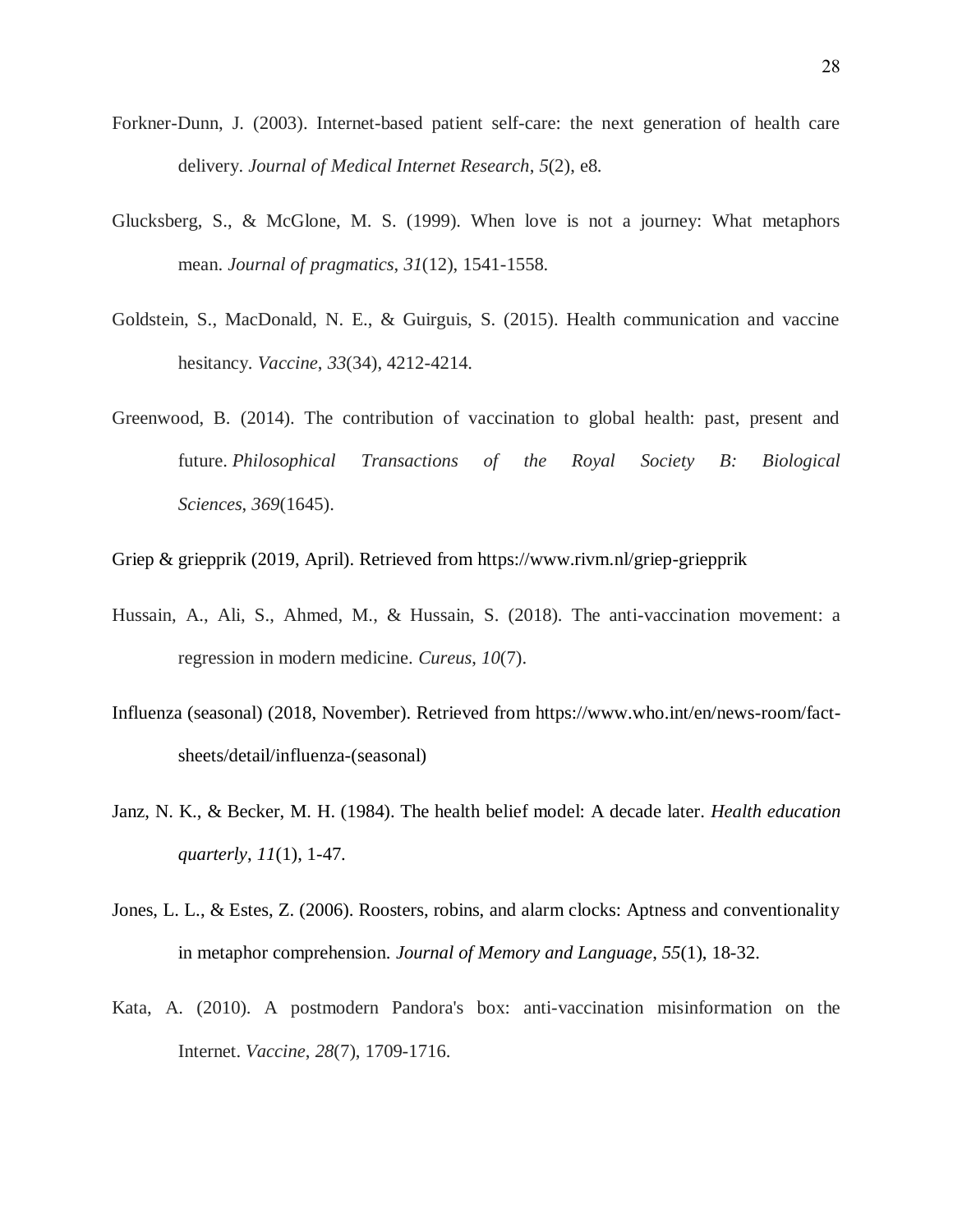Forkner-Dunn, J. (2003). Internet-based patient self-care: the next generation of health care delivery. *Journal of Medical Internet Research*, *5*(2), e8.

Glucksberg, S., & McGlone, M. S. (1999). When love is not a journey: What metaphors mean. *Journal of pragmatics*, *31*(12), 1541-1558.

Goldstein, S., MacDonald, N. E., & Guirguis, S. (2015). Health communication and vaccine hesitancy. *Vaccine*, *33*(34), 4212-4214.

Greenwood, B. (2014). The contribution of vaccination to global health: past, present and future. *Philosophical Transactions of the Royal Society B: Biological Sciences*, *369*(1645).

Griep & griepprik (2019, April). Retrieved from https://www.rivm.nl/griep-griepprik

Hussain, A., Ali, S., Ahmed, M., & Hussain, S. (2018). The anti-vaccination movement: a regression in modern medicine. *Cureus*, *10*(7).

Influenza (seasonal) (2018, November). Retrieved from https://www.who.int/en/news-room/fact-sheets/detail/influenza-(seasonal)

Janz, N. K., & Becker, M. H. (1984). The health belief model: A decade later. *Health education quarterly*, *11*(1), 1-47.

Jones, L. L., & Estes, Z. (2006). Roosters, robins, and alarm clocks: Aptness and conventionality in metaphor comprehension. *Journal of Memory and Language*, *55*(1), 18-32.

Kata, A. (2010). A postmodern Pandora's box: anti-vaccination misinformation on the Internet. *Vaccine*, *28*(7), 1709-1716.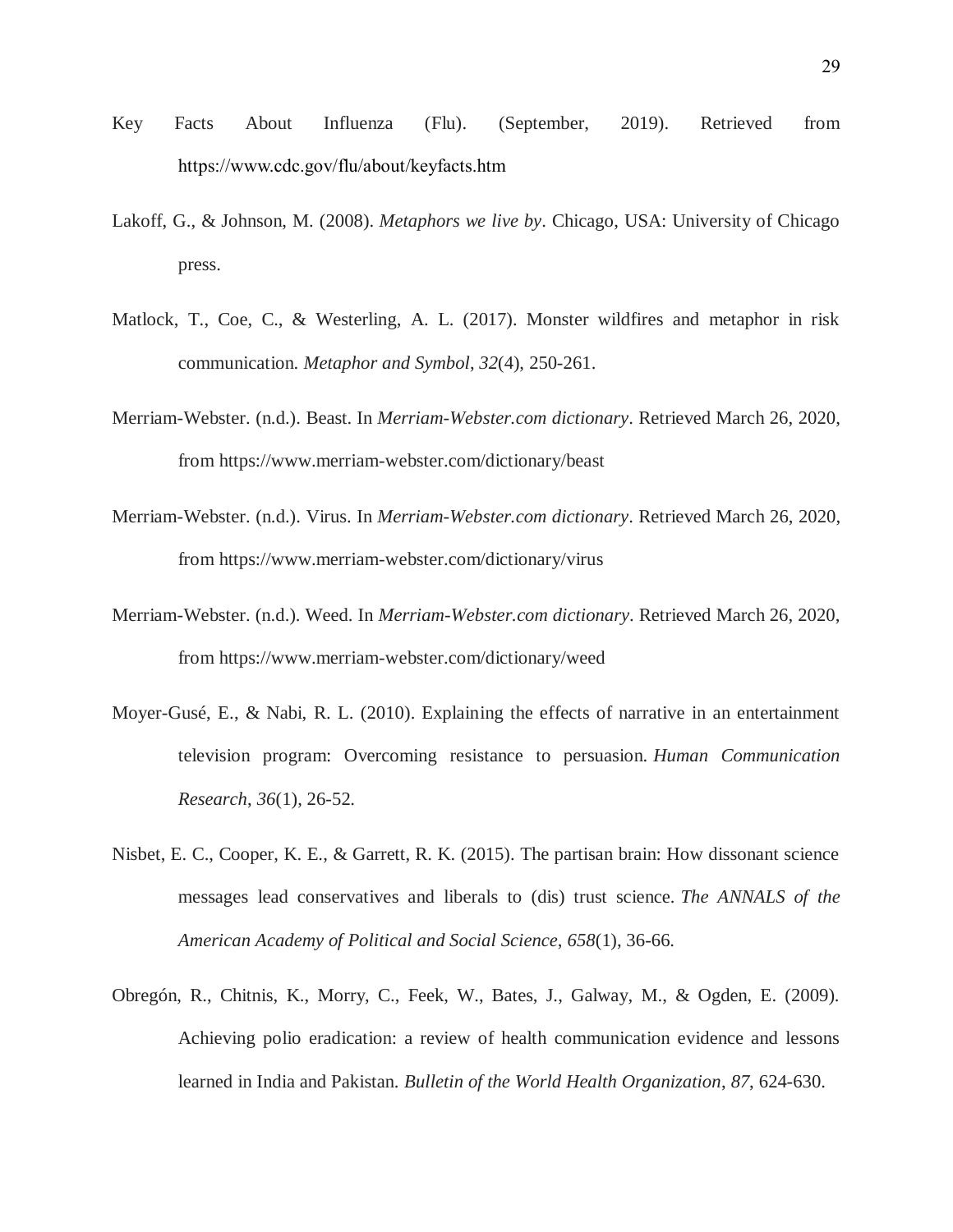Key Facts About Influenza (Flu). (September, 2019). Retrieved from https://www.cdc.gov/flu/about/keyfacts.htm

Lakoff, G., & Johnson, M. (2008). *Metaphors we live by*. Chicago, USA: University of Chicago press.

Matlock, T., Coe, C., & Westerling, A. L. (2017). Monster wildfires and metaphor in risk communication. *Metaphor and Symbol*, *32*(4), 250-261.

Merriam-Webster. (n.d.). Beast. In *Merriam-Webster.com dictionary*. Retrieved March 26, 2020, from https://www.merriam-webster.com/dictionary/beast

Merriam-Webster. (n.d.). Virus. In *Merriam-Webster.com dictionary*. Retrieved March 26, 2020, from https://www.merriam-webster.com/dictionary/virus

Merriam-Webster. (n.d.). Weed. In *Merriam-Webster.com dictionary*. Retrieved March 26, 2020, from https://www.merriam-webster.com/dictionary/weed

Moyer-Gusé, E., & Nabi, R. L. (2010). Explaining the effects of narrative in an entertainment television program: Overcoming resistance to persuasion. *Human Communication Research*, *36*(1), 26-52.

Nisbet, E. C., Cooper, K. E., & Garrett, R. K. (2015). The partisan brain: How dissonant science messages lead conservatives and liberals to (dis) trust science. *The ANNALS of the American Academy of Political and Social Science*, *658*(1), 36-66.

Obregón, R., Chitnis, K., Morry, C., Feek, W., Bates, J., Galway, M., & Ogden, E. (2009). Achieving polio eradication: a review of health communication evidence and lessons learned in India and Pakistan. *Bulletin of the World Health Organization*, *87*, 624-630.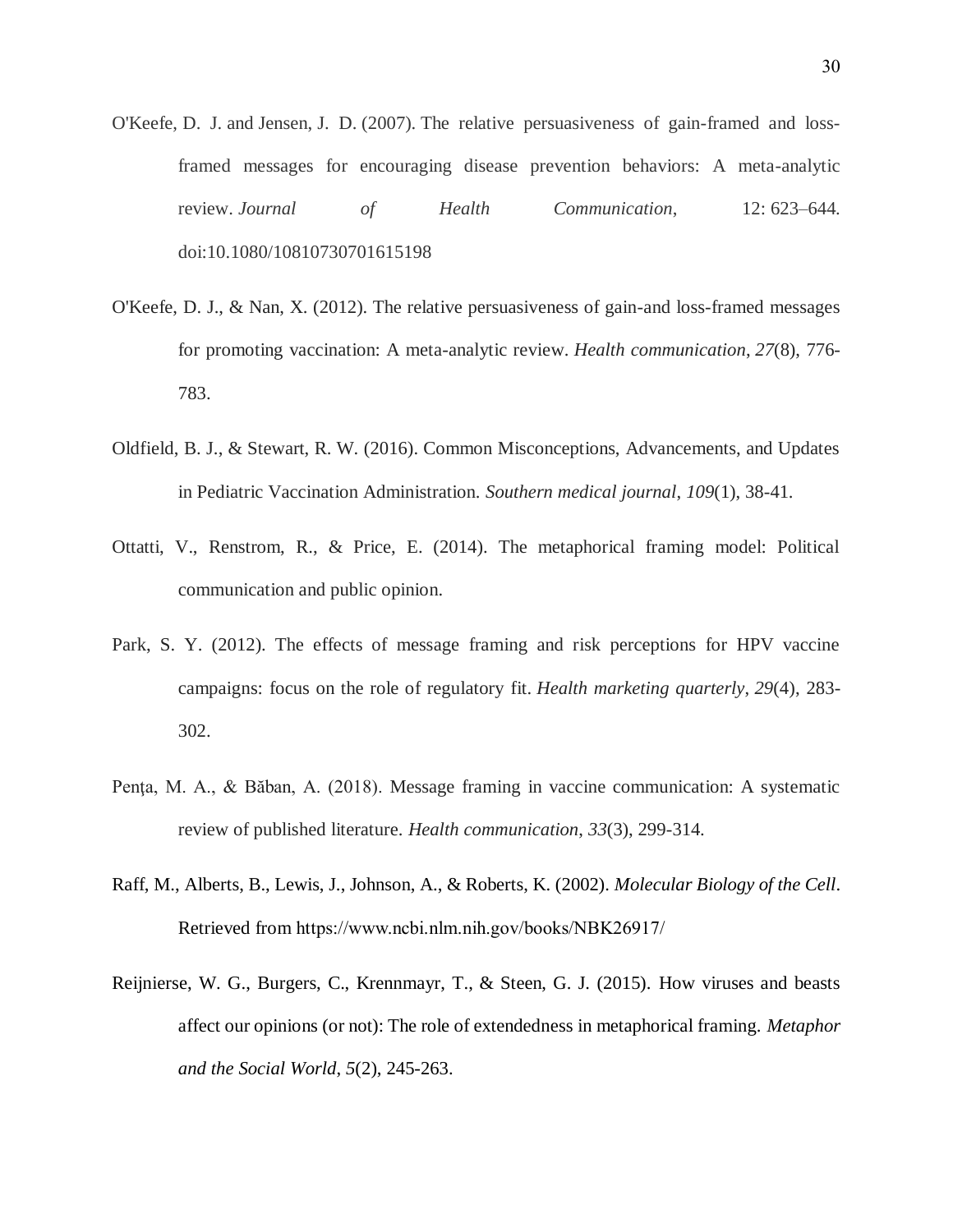O'Keefe, D. J. and Jensen, J. D. (2007). The relative persuasiveness of gain-framed and loss-framed messages for encouraging disease prevention behaviors: A meta-analytic review. *Journal of Health Communication*, 12: 623–644. doi:10.1080/10810730701615198

O'Keefe, D. J., & Nan, X. (2012). The relative persuasiveness of gain-and loss-framed messages for promoting vaccination: A meta-analytic review. *Health communication*, *27*(8), 776-783.

Oldfield, B. J., & Stewart, R. W. (2016). Common Misconceptions, Advancements, and Updates in Pediatric Vaccination Administration. *Southern medical journal*, *109*(1), 38-41.

Ottatti, V., Renstrom, R., & Price, E. (2014). The metaphorical framing model: Political communication and public opinion.

Park, S. Y. (2012). The effects of message framing and risk perceptions for HPV vaccine campaigns: focus on the role of regulatory fit. *Health marketing quarterly*, *29*(4), 283-302.

Pența, M. A., & Băban, A. (2018). Message framing in vaccine communication: A systematic review of published literature. *Health communication*, *33*(3), 299-314.

Raff, M., Alberts, B., Lewis, J., Johnson, A., & Roberts, K. (2002). *Molecular Biology of the Cell*. Retrieved from https://www.ncbi.nlm.nih.gov/books/NBK26917/

Reijnierse, W. G., Burgers, C., Krennmayr, T., & Steen, G. J. (2015). How viruses and beasts affect our opinions (or not): The role of extendedness in metaphorical framing. *Metaphor and the Social World*, *5*(2), 245-263.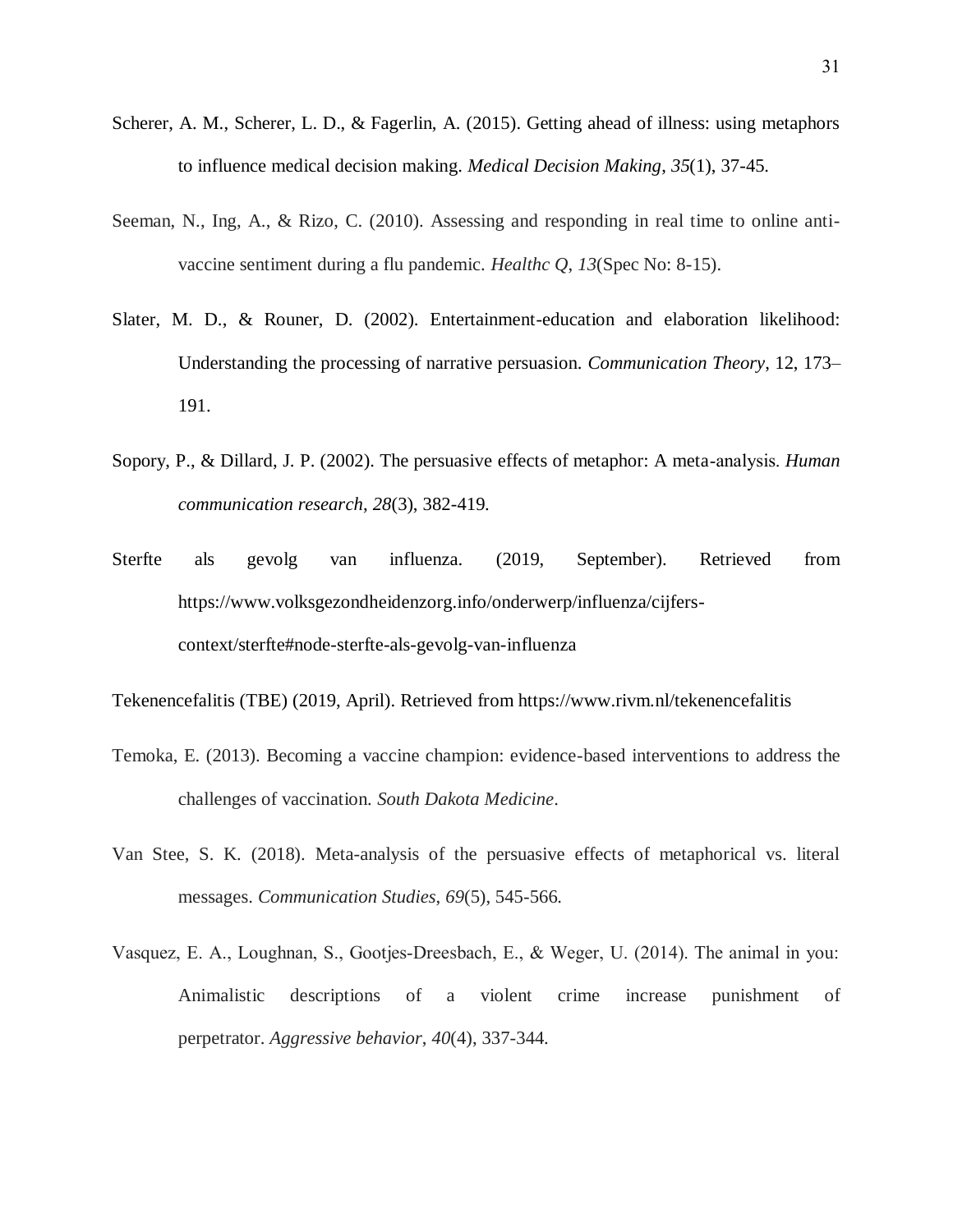Scherer, A. M., Scherer, L. D., & Fagerlin, A. (2015). Getting ahead of illness: using metaphors to influence medical decision making. *Medical Decision Making*, *35*(1), 37-45.

Seeman, N., Ing, A., & Rizo, C. (2010). Assessing and responding in real time to online anti-vaccine sentiment during a flu pandemic. *Healthc Q*, *13*(Spec No: 8-15).

Slater, M. D., & Rouner, D. (2002). Entertainment-education and elaboration likelihood: Understanding the processing of narrative persuasion. *Communication Theory*, 12, 173–191.

Sopory, P., & Dillard, J. P. (2002). The persuasive effects of metaphor: A meta-analysis. *Human communication research*, *28*(3), 382-419.

Sterfte als gevolg van influenza. (2019, September). Retrieved from https://www.volksgezondheidenzorg.info/onderwerp/influenza/cijfers-context/sterfte#node-sterfte-als-gevolg-van-influenza

Tekenencefalitis (TBE) (2019, April). Retrieved from https://www.rivm.nl/tekenencefalitis

Temoka, E. (2013). Becoming a vaccine champion: evidence-based interventions to address the challenges of vaccination. *South Dakota Medicine*.

Van Stee, S. K. (2018). Meta-analysis of the persuasive effects of metaphorical vs. literal messages. *Communication Studies*, *69*(5), 545-566.

Vasquez, E. A., Loughnan, S., Gootjes-Dreesbach, E., & Weger, U. (2014). The animal in you: Animalistic descriptions of a violent crime increase punishment of perpetrator. *Aggressive behavior*, *40*(4), 337-344.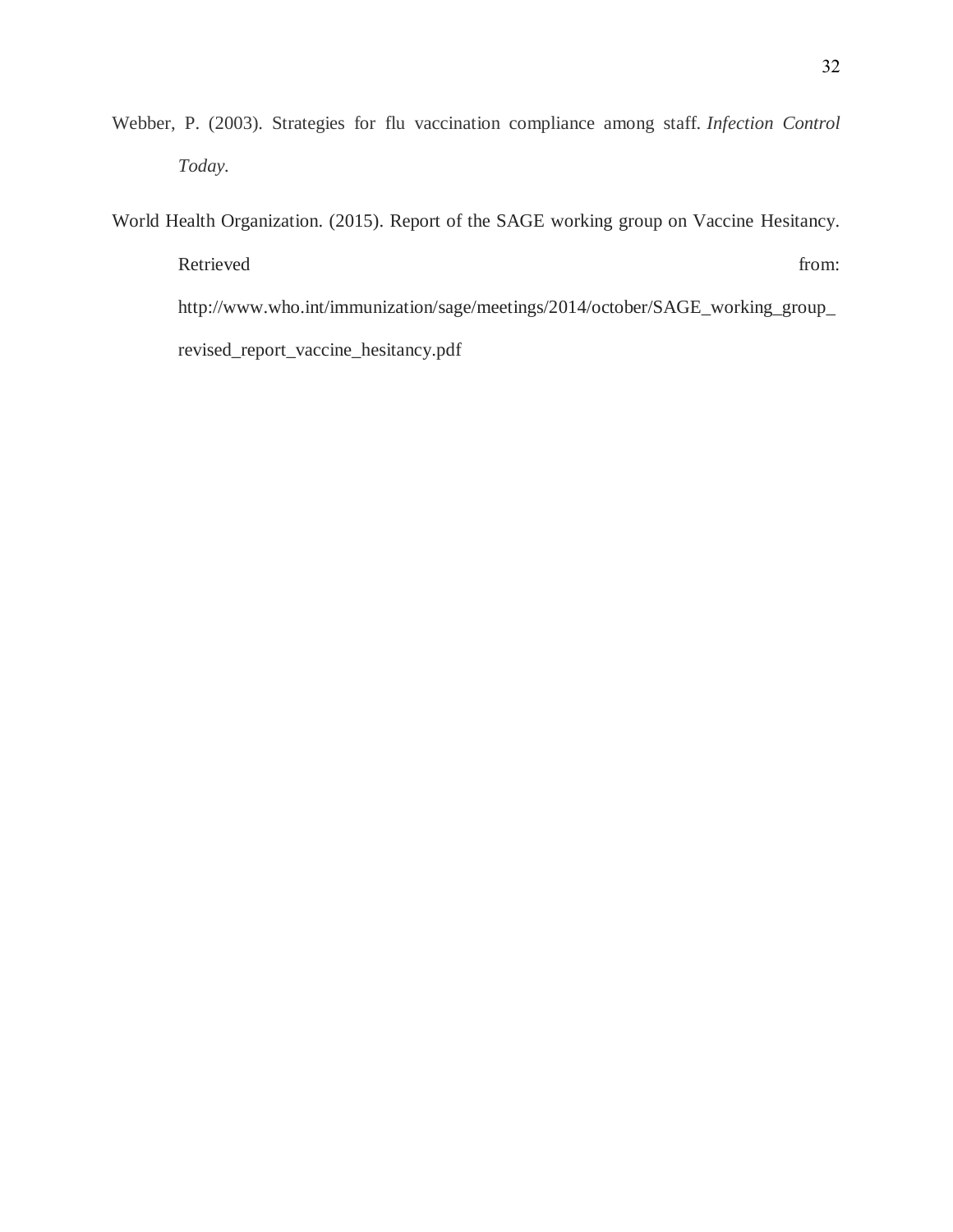Webber, P. (2003). Strategies for flu vaccination compliance among staff. *Infection Control Today*.

World Health Organization. (2015). Report of the SAGE working group on Vaccine Hesitancy. Retrieved from: http://www.who.int/immunization/sage/meetings/2014/october/SAGE_working_group_revised_report_vaccine_hesitancy.pdf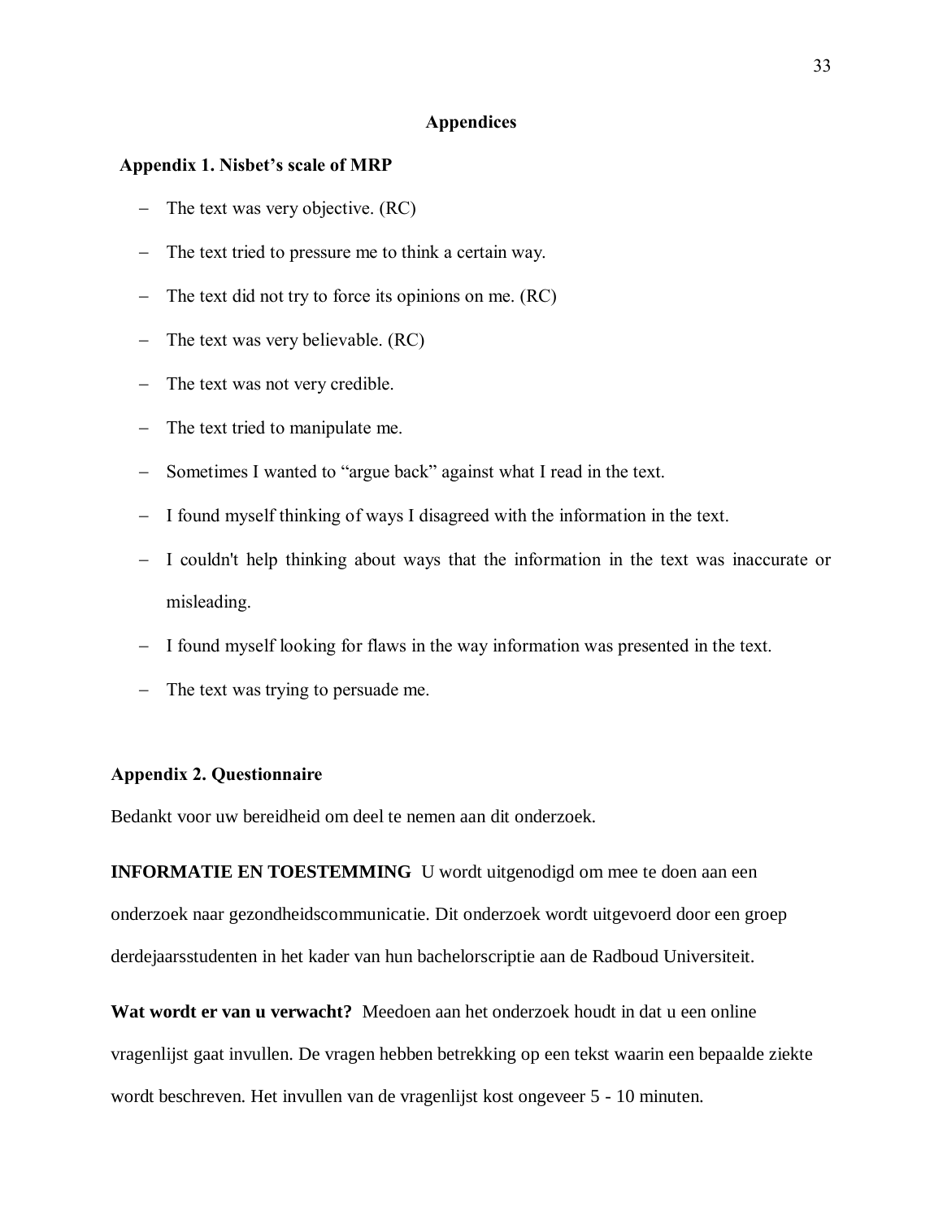# Appendices

## Appendix 1. Nisbet's scale of MRP

- The text was very objective. (RC)
- The text tried to pressure me to think a certain way.
- The text did not try to force its opinions on me. (RC)
- The text was very believable. (RC)
- The text was not very credible.
- The text tried to manipulate me.
- Sometimes I wanted to "argue back" against what I read in the text.
- I found myself thinking of ways I disagreed with the information in the text.
- I couldn't help thinking about ways that the information in the text was inaccurate or misleading.
- I found myself looking for flaws in the way information was presented in the text.
- The text was trying to persuade me.

## Appendix 2. Questionnaire

Bedankt voor uw bereidheid om deel te nemen aan dit onderzoek.

**INFORMATIE EN TOESTEMMING** U wordt uitgenodigd om mee te doen aan een onderzoek naar gezondheidscommunicatie. Dit onderzoek wordt uitgevoerd door een groep derdejaarsstudenten in het kader van hun bachelorscriptie aan de Radboud Universiteit.

**Wat wordt er van u verwacht?** Meedoen aan het onderzoek houdt in dat u een online vragenlijst gaat invullen. De vragen hebben betrekking op een tekst waarin een bepaalde ziekte wordt beschreven. Het invullen van de vragenlijst kost ongeveer 5 - 10 minuten.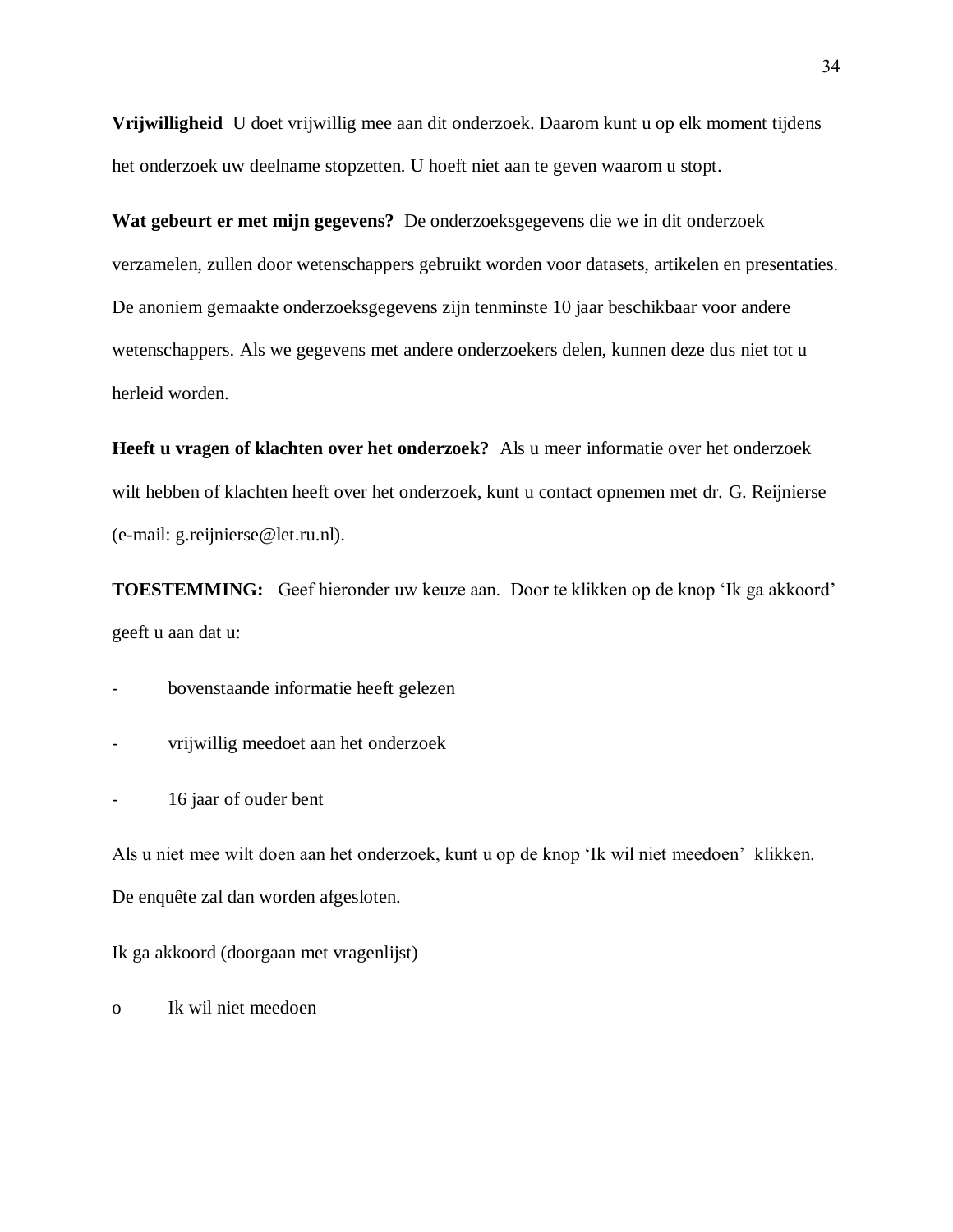**Vrijwilligheid** U doet vrijwillig mee aan dit onderzoek. Daarom kunt u op elk moment tijdens het onderzoek uw deelname stopzetten. U hoeft niet aan te geven waarom u stopt.

**Wat gebeurt er met mijn gegevens?** De onderzoeksgegevens die we in dit onderzoek verzamelen, zullen door wetenschappers gebruikt worden voor datasets, artikelen en presentaties. De anoniem gemaakte onderzoeksgegevens zijn tenminste 10 jaar beschikbaar voor andere wetenschappers. Als we gegevens met andere onderzoekers delen, kunnen deze dus niet tot u herleid worden.

**Heeft u vragen of klachten over het onderzoek?** Als u meer informatie over het onderzoek wilt hebben of klachten heeft over het onderzoek, kunt u contact opnemen met dr. G. Reijnierse (e-mail: g.reijnierse@let.ru.nl).

**TOESTEMMING:** Geef hieronder uw keuze aan. Door te klikken op de knop 'Ik ga akkoord' geeft u aan dat u:

- bovenstaande informatie heeft gelezen
- vrijwillig meedoet aan het onderzoek
- 16 jaar of ouder bent

Als u niet mee wilt doen aan het onderzoek, kunt u op de knop 'Ik wil niet meedoen' klikken. De enquête zal dan worden afgesloten.

Ik ga akkoord (doorgaan met vragenlijst)

o Ik wil niet meedoen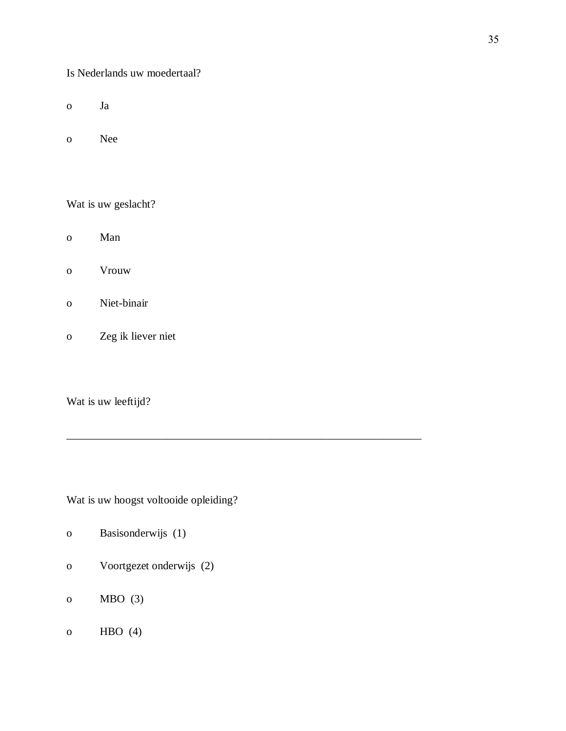Is Nederlands uw moedertaal?

- o Ja
- o Nee

Wat is uw geslacht?

- o Man
- o Vrouw
- o Niet-binair
- o Zeg ik liever niet

Wat is uw leeftijd?

________________________________________________________________

Wat is uw hoogst voltooide opleiding?

- o Basisonderwijs (1)
- o Voortgezet onderwijs (2)
- o MBO (3)
- o HBO (4)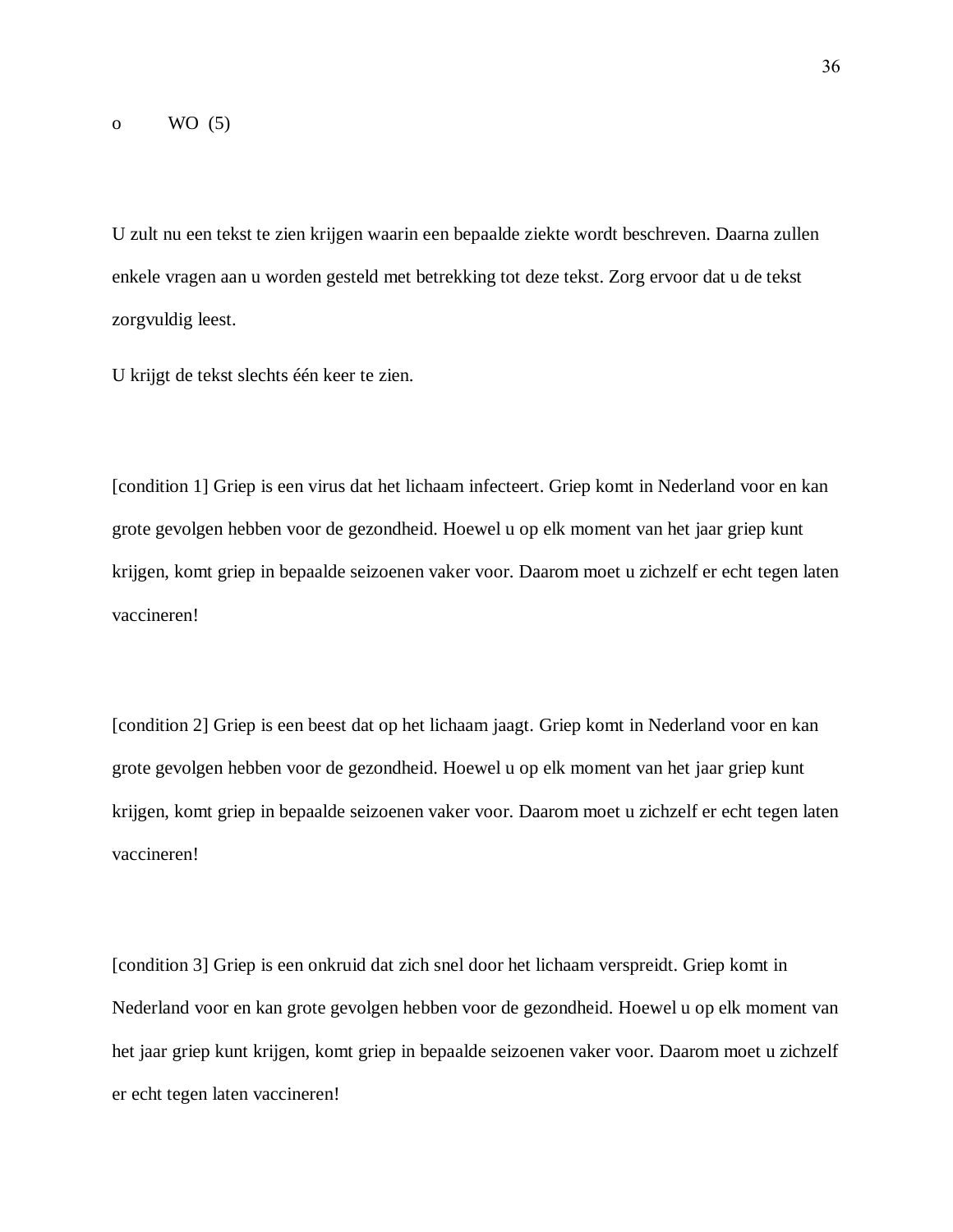o WO (5)

U zult nu een tekst te zien krijgen waarin een bepaalde ziekte wordt beschreven. Daarna zullen enkele vragen aan u worden gesteld met betrekking tot deze tekst. Zorg ervoor dat u de tekst zorgvuldig leest.

U krijgt de tekst slechts één keer te zien.

[condition 1] Griep is een virus dat het lichaam infecteert. Griep komt in Nederland voor en kan grote gevolgen hebben voor de gezondheid. Hoewel u op elk moment van het jaar griep kunt krijgen, komt griep in bepaalde seizoenen vaker voor. Daarom moet u zichzelf er echt tegen laten vaccineren!

[condition 2] Griep is een beest dat op het lichaam jaagt. Griep komt in Nederland voor en kan grote gevolgen hebben voor de gezondheid. Hoewel u op elk moment van het jaar griep kunt krijgen, komt griep in bepaalde seizoenen vaker voor. Daarom moet u zichzelf er echt tegen laten vaccineren!

[condition 3] Griep is een onkruid dat zich snel door het lichaam verspreidt. Griep komt in Nederland voor en kan grote gevolgen hebben voor de gezondheid. Hoewel u op elk moment van het jaar griep kunt krijgen, komt griep in bepaalde seizoenen vaker voor. Daarom moet u zichzelf er echt tegen laten vaccineren!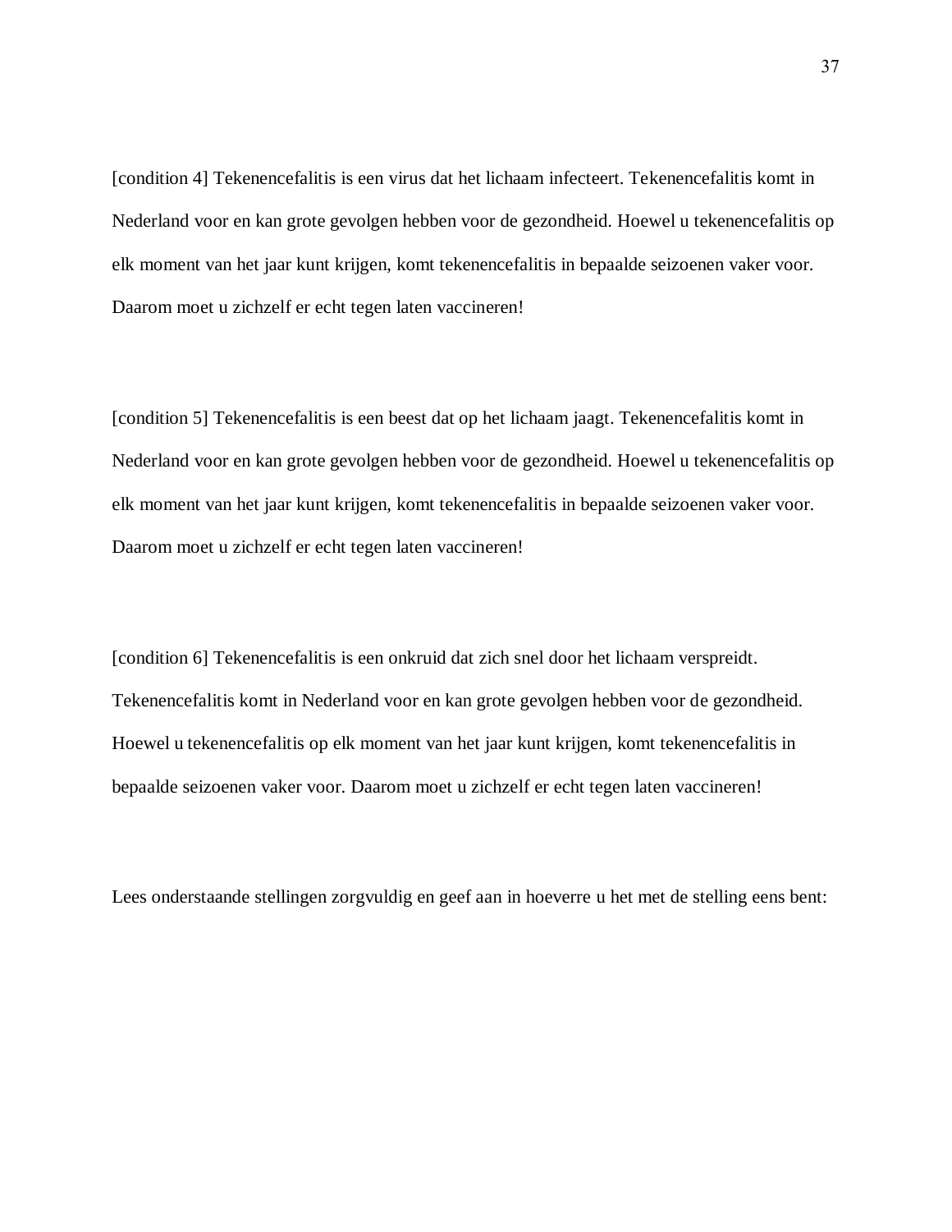[condition 4] Tekenencefalitis is een virus dat het lichaam infecteert. Tekenencefalitis komt in Nederland voor en kan grote gevolgen hebben voor de gezondheid. Hoewel u tekenencefalitis op elk moment van het jaar kunt krijgen, komt tekenencefalitis in bepaalde seizoenen vaker voor. Daarom moet u zichzelf er echt tegen laten vaccineren!

[condition 5] Tekenencefalitis is een beest dat op het lichaam jaagt. Tekenencefalitis komt in Nederland voor en kan grote gevolgen hebben voor de gezondheid. Hoewel u tekenencefalitis op elk moment van het jaar kunt krijgen, komt tekenencefalitis in bepaalde seizoenen vaker voor. Daarom moet u zichzelf er echt tegen laten vaccineren!

[condition 6] Tekenencefalitis is een onkruid dat zich snel door het lichaam verspreidt. Tekenencefalitis komt in Nederland voor en kan grote gevolgen hebben voor de gezondheid. Hoewel u tekenencefalitis op elk moment van het jaar kunt krijgen, komt tekenencefalitis in bepaalde seizoenen vaker voor. Daarom moet u zichzelf er echt tegen laten vaccineren!

Lees onderstaande stellingen zorgvuldig en geef aan in hoeverre u het met de stelling eens bent: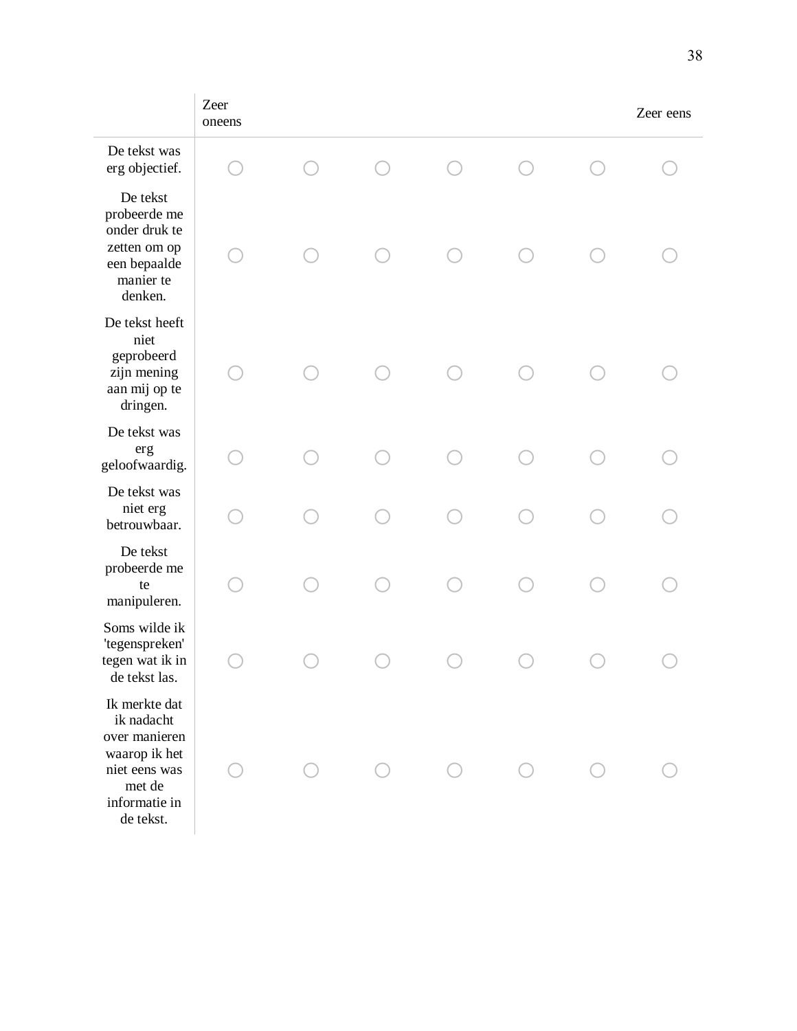| | Zeer oneens | | | | | | Zeer eens |
|---|---|---|---|---|---|---|---|
| De tekst was erg objectief. | ○ | ○ | ○ | ○ | ○ | ○ | ○ |
| De tekst probeerde me onder druk te zetten om op een bepaalde manier te denken. | ○ | ○ | ○ | ○ | ○ | ○ | ○ |
| De tekst heeft niet geprobeerd zijn mening aan mij op te dringen. | ○ | ○ | ○ | ○ | ○ | ○ | ○ |
| De tekst was erg geloofwaardig. | ○ | ○ | ○ | ○ | ○ | ○ | ○ |
| De tekst was niet erg betrouwbaar. | ○ | ○ | ○ | ○ | ○ | ○ | ○ |
| De tekst probeerde me te manipuleren. | ○ | ○ | ○ | ○ | ○ | ○ | ○ |
| Soms wilde ik 'tegenspreken' tegen wat ik in de tekst las. | ○ | ○ | ○ | ○ | ○ | ○ | ○ |
| Ik merkte dat ik nadacht over manieren waarop ik het niet eens was met de informatie in de tekst. | ○ | ○ | ○ | ○ | ○ | ○ | ○ |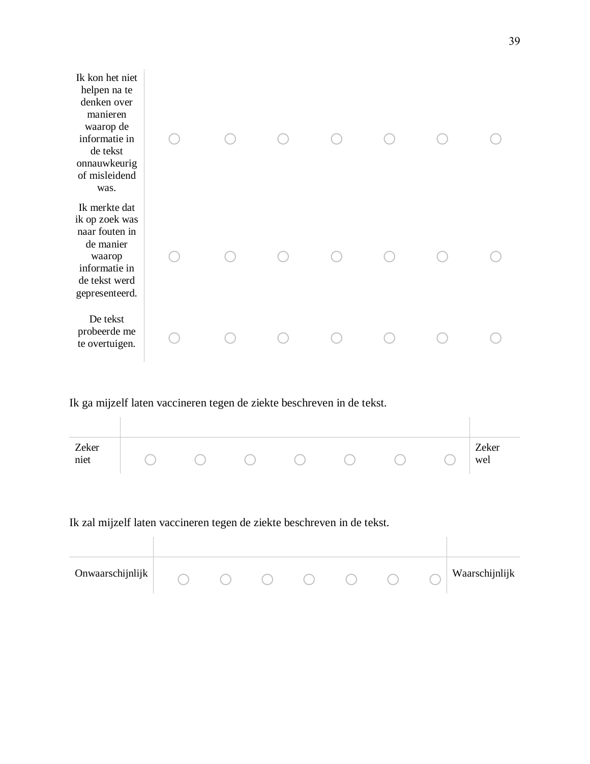| | | | | | | | |
|---|---|---|---|---|---|---|---|
| Ik kon het niet helpen na te denken over manieren waarop de informatie in de tekst onnauwkeurig of misleidend was. | ○ | ○ | ○ | ○ | ○ | ○ | ○ |
| Ik merkte dat ik op zoek was naar fouten in de manier waarop informatie in de tekst werd gepresenteerd. | ○ | ○ | ○ | ○ | ○ | ○ | ○ |
| De tekst probeerde me te overtuigen. | ○ | ○ | ○ | ○ | ○ | ○ | ○ |

Ik ga mijzelf laten vaccineren tegen de ziekte beschreven in de tekst.

| | | | | | | | | |
|---|---|---|---|---|---|---|---|---|
| Zeker niet | ○ | ○ | ○ | ○ | ○ | ○ | ○ | Zeker wel |

Ik zal mijzelf laten vaccineren tegen de ziekte beschreven in de tekst.

| | | | | | | | | |
|---|---|---|---|---|---|---|---|---|
| Onwaarschijnlijk | ○ | ○ | ○ | ○ | ○ | ○ | ○ | Waarschijnlijk |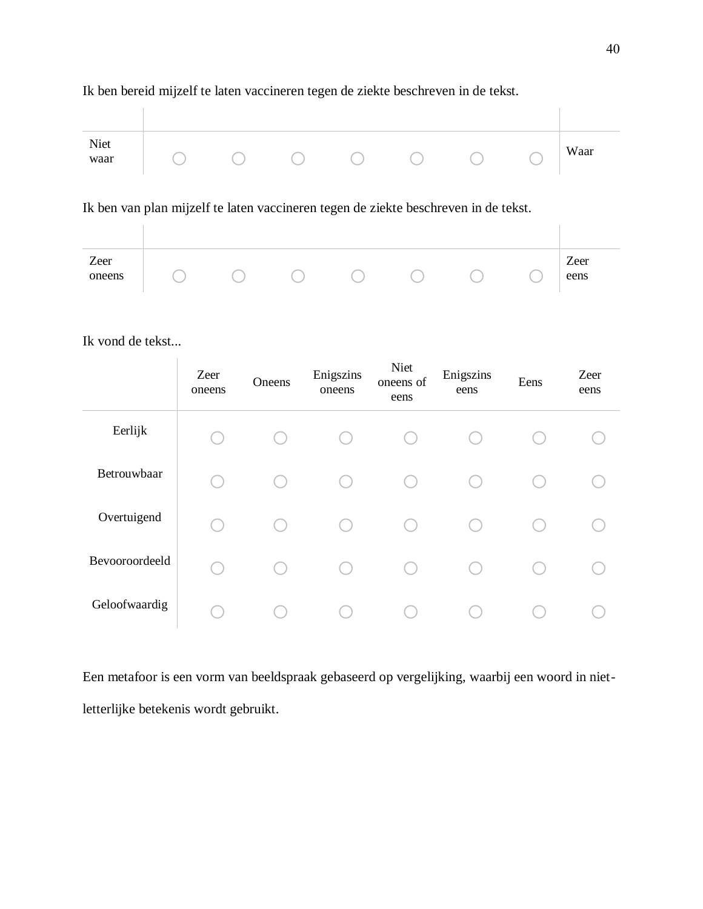Ik ben bereid mijzelf te laten vaccineren tegen de ziekte beschreven in de tekst.

| | | | | | | | | |
|---|---|---|---|---|---|---|---|---|
| Niet waar | ○ | ○ | ○ | ○ | ○ | ○ | ○ | Waar |

Ik ben van plan mijzelf te laten vaccineren tegen de ziekte beschreven in de tekst.

| | | | | | | | | |
|---|---|---|---|---|---|---|---|---|
| Zeer oneens | ○ | ○ | ○ | ○ | ○ | ○ | ○ | Zeer eens |

Ik vond de tekst...

| | Zeer oneens | Oneens | Enigszins oneens | Niet oneens of eens | Enigszins eens | Eens | Zeer eens |
|---|---|---|---|---|---|---|---|
| Eerlijk | ○ | ○ | ○ | ○ | ○ | ○ | ○ |
| Betrouwbaar | ○ | ○ | ○ | ○ | ○ | ○ | ○ |
| Overtuigend | ○ | ○ | ○ | ○ | ○ | ○ | ○ |
| Bevooroordeeld | ○ | ○ | ○ | ○ | ○ | ○ | ○ |
| Geloofwaardig | ○ | ○ | ○ | ○ | ○ | ○ | ○ |

Een metafoor is een vorm van beeldspraak gebaseerd op vergelijking, waarbij een woord in niet-letterlijke betekenis wordt gebruikt.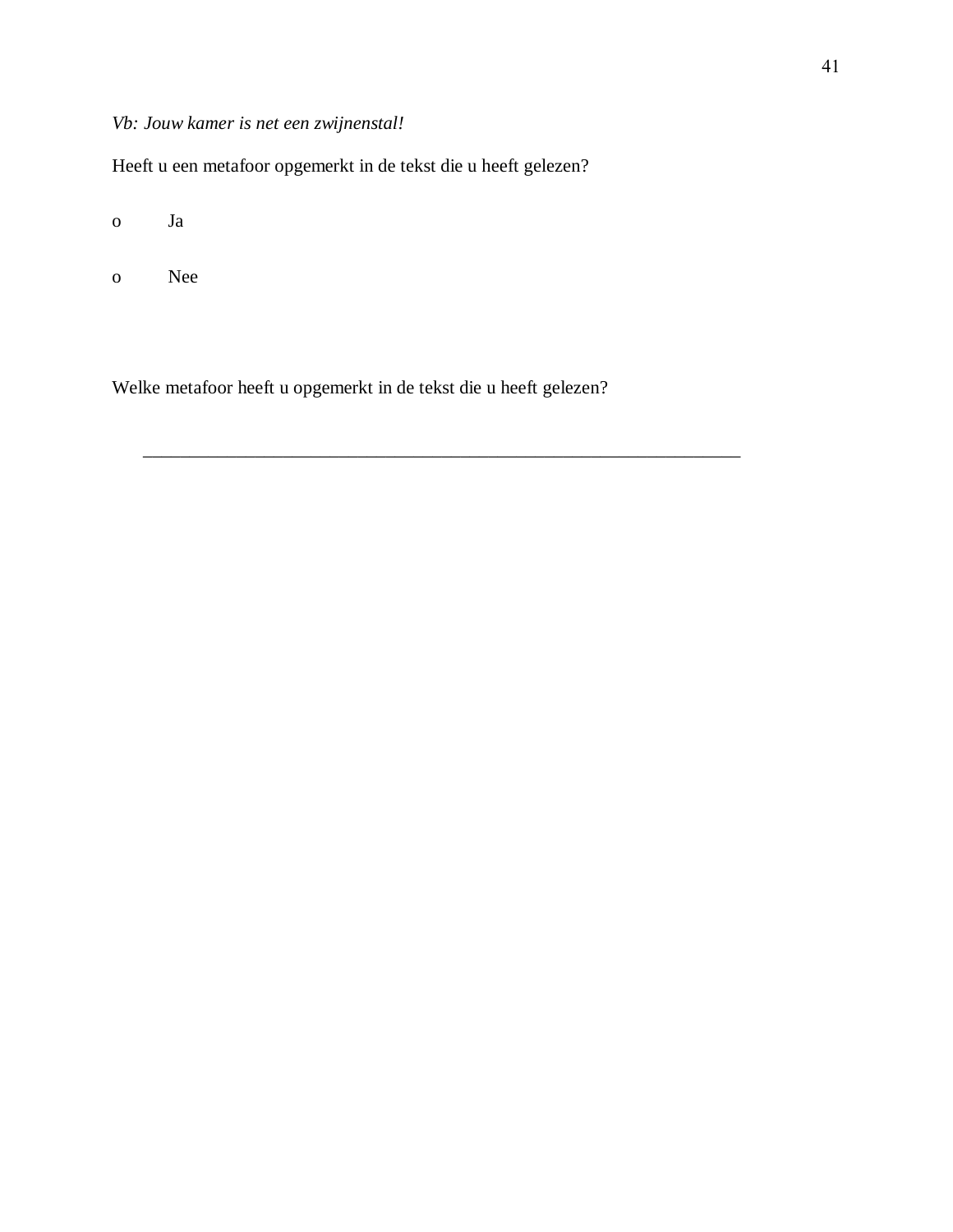*Vb: Jouw kamer is net een zwijnenstal!*

Heeft u een metafoor opgemerkt in de tekst die u heeft gelezen?

o Ja

o Nee

Welke metafoor heeft u opgemerkt in de tekst die u heeft gelezen?

___________________________________________________________________